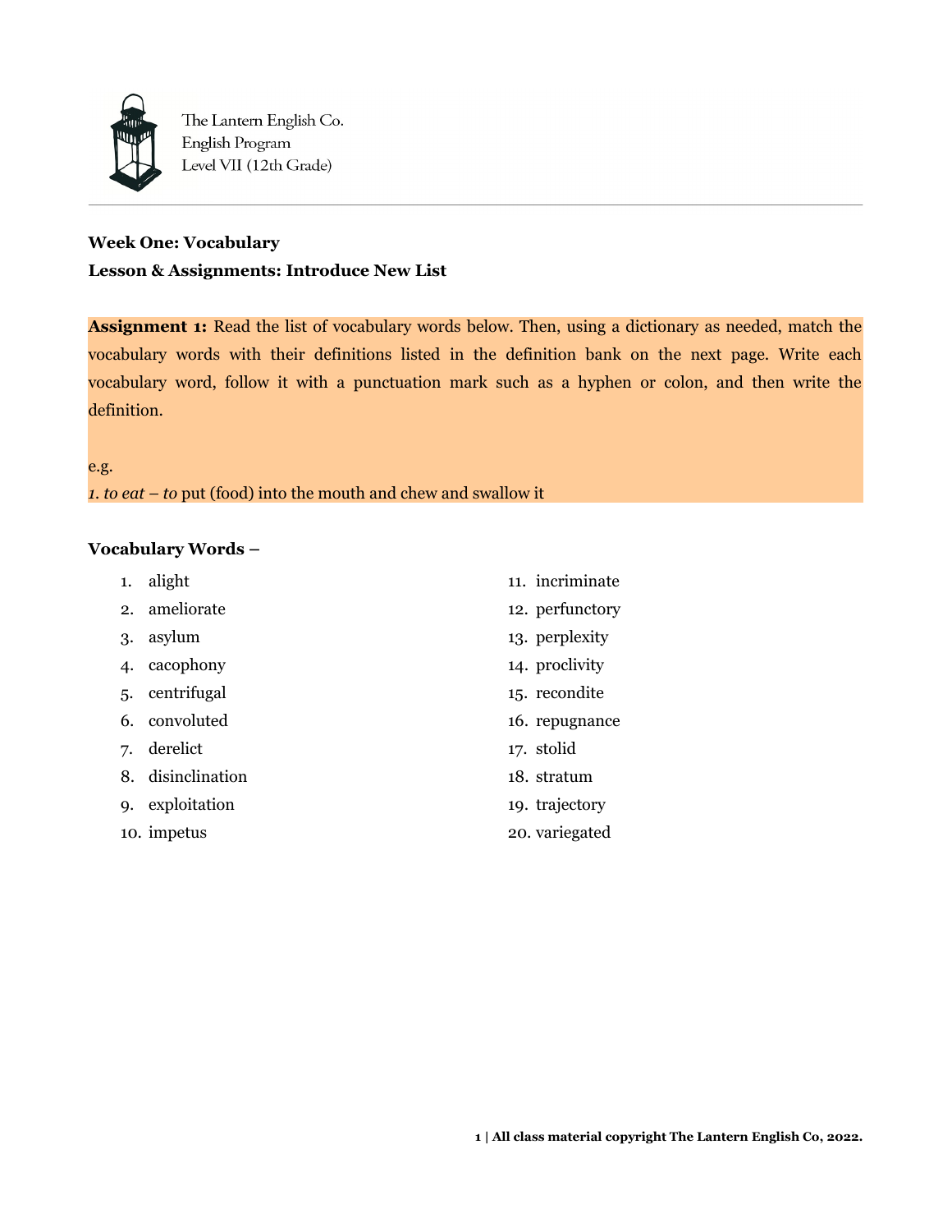The Lantern English Co.
English Program
Level VII (12th Grade)

---

**Week One: Vocabulary**

**Lesson & Assignments: Introduce New List**

**Assignment 1:** Read the list of vocabulary words below. Then, using a dictionary as needed, match the vocabulary words with their definitions listed in the definition bank on the next page. Write each vocabulary word, follow it with a punctuation mark such as a hyphen or colon, and then write the definition.

e.g.
*1. to eat – to* put (food) into the mouth and chew and swallow it

**Vocabulary Words –**

1. alight
2. ameliorate
3. asylum
4. cacophony
5. centrifugal
6. convoluted
7. derelict
8. disinclination
9. exploitation
10. impetus
11. incriminate
12. perfunctory
13. perplexity
14. proclivity
15. recondite
16. repugnance
17. stolid
18. stratum
19. trajectory
20. variegated

**All class material copyright The Lantern English Co, 2022.**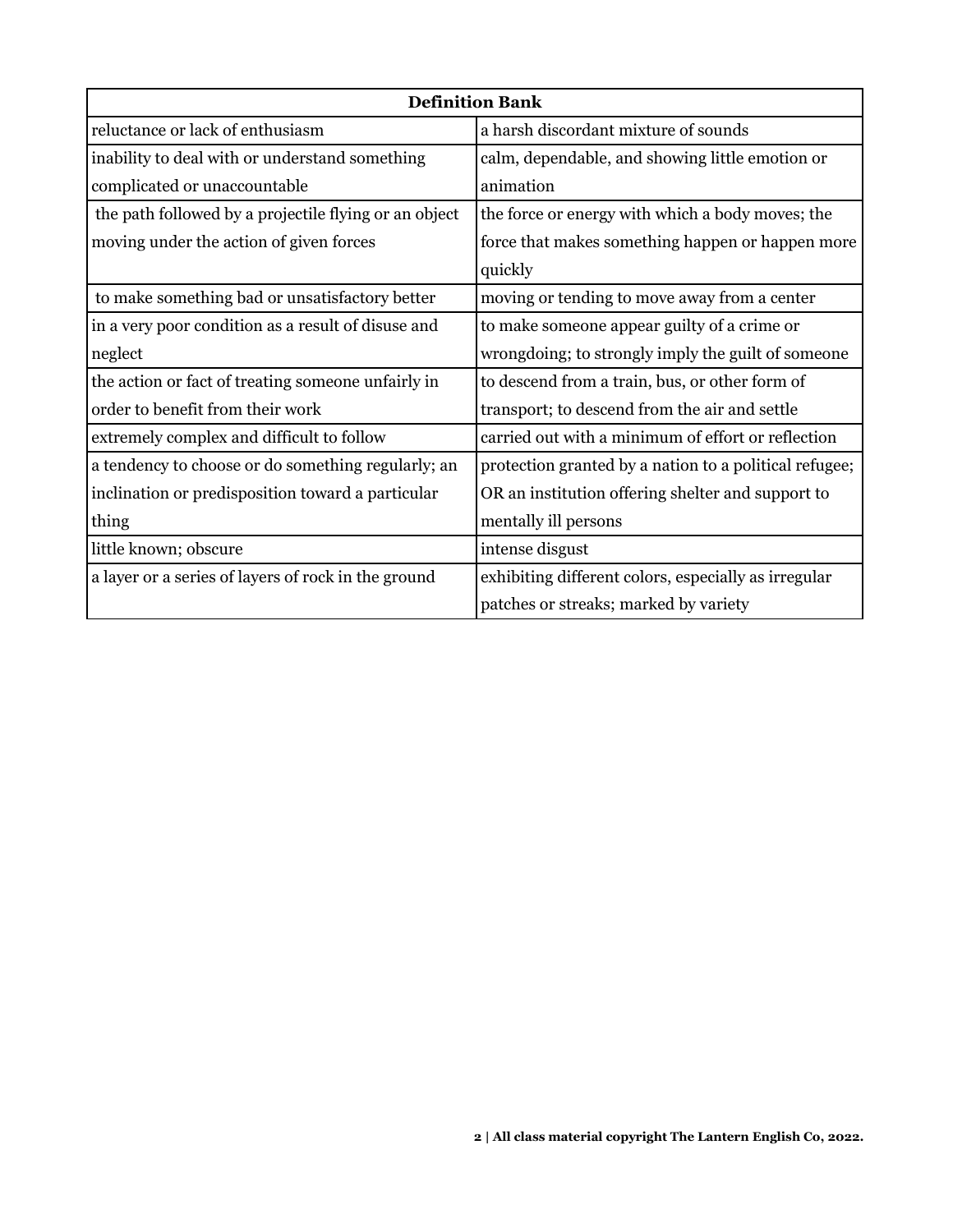| Definition Bank | |
|---|---|
| reluctance or lack of enthusiasm | a harsh discordant mixture of sounds |
| inability to deal with or understand something complicated or unaccountable | calm, dependable, and showing little emotion or animation |
| the path followed by a projectile flying or an object moving under the action of given forces | the force or energy with which a body moves; the force that makes something happen or happen more quickly |
| to make something bad or unsatisfactory better | moving or tending to move away from a center |
| in a very poor condition as a result of disuse and neglect | to make someone appear guilty of a crime or wrongdoing; to strongly imply the guilt of someone |
| the action or fact of treating someone unfairly in order to benefit from their work | to descend from a train, bus, or other form of transport; to descend from the air and settle |
| extremely complex and difficult to follow | carried out with a minimum of effort or reflection |
| a tendency to choose or do something regularly; an inclination or predisposition toward a particular thing | protection granted by a nation to a political refugee; OR an institution offering shelter and support to mentally ill persons |
| little known; obscure | intense disgust |
| a layer or a series of layers of rock in the ground | exhibiting different colors, especially as irregular patches or streaks; marked by variety |

**All class material copyright The Lantern English Co, 2022.**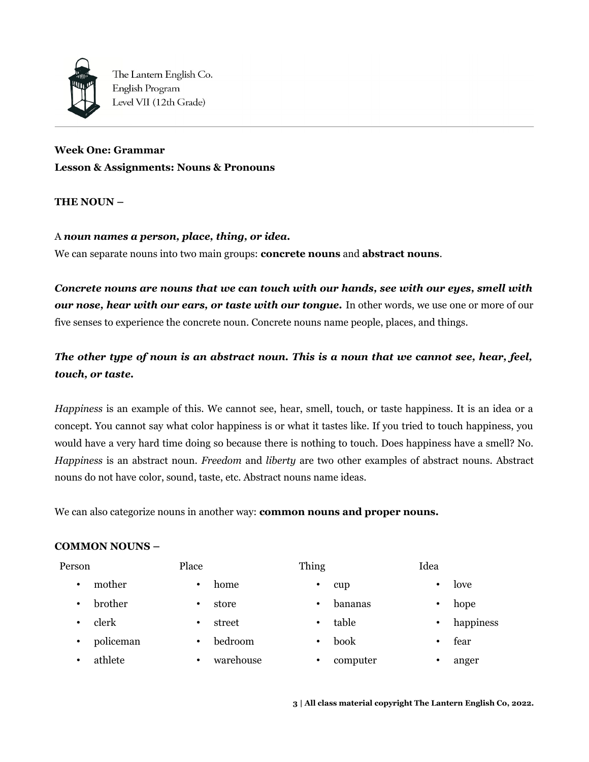**Week One: Grammar**
**Lesson & Assignments: Nouns & Pronouns**

**THE NOUN –**

A ***noun names a person, place, thing, or idea.***
We can separate nouns into two main groups: **concrete nouns** and **abstract nouns**.

***Concrete nouns are nouns that we can touch with our hands, see with our eyes, smell with our nose, hear with our ears, or taste with our tongue.*** In other words, we use one or more of our five senses to experience the concrete noun. Concrete nouns name people, places, and things.

***The other type of noun is an abstract noun. This is a noun that we cannot see, hear, feel, touch, or taste.***

*Happiness* is an example of this. We cannot see, hear, smell, touch, or taste happiness. It is an idea or a concept. You cannot say what color happiness is or what it tastes like. If you tried to touch happiness, you would have a very hard time doing so because there is nothing to touch. Does happiness have a smell? No. *Happiness* is an abstract noun. *Freedom* and *liberty* are two other examples of abstract nouns. Abstract nouns do not have color, sound, taste, etc. Abstract nouns name ideas.

We can also categorize nouns in another way: **common nouns and proper nouns.**

**COMMON NOUNS –**

| Person | Place | Thing | Idea |
|---|---|---|---|
| • mother | • home | • cup | • love |
| • brother | • store | • bananas | • hope |
| • clerk | • street | • table | • happiness |
| • policeman | • bedroom | • book | • fear |
| • athlete | • warehouse | • computer | • anger |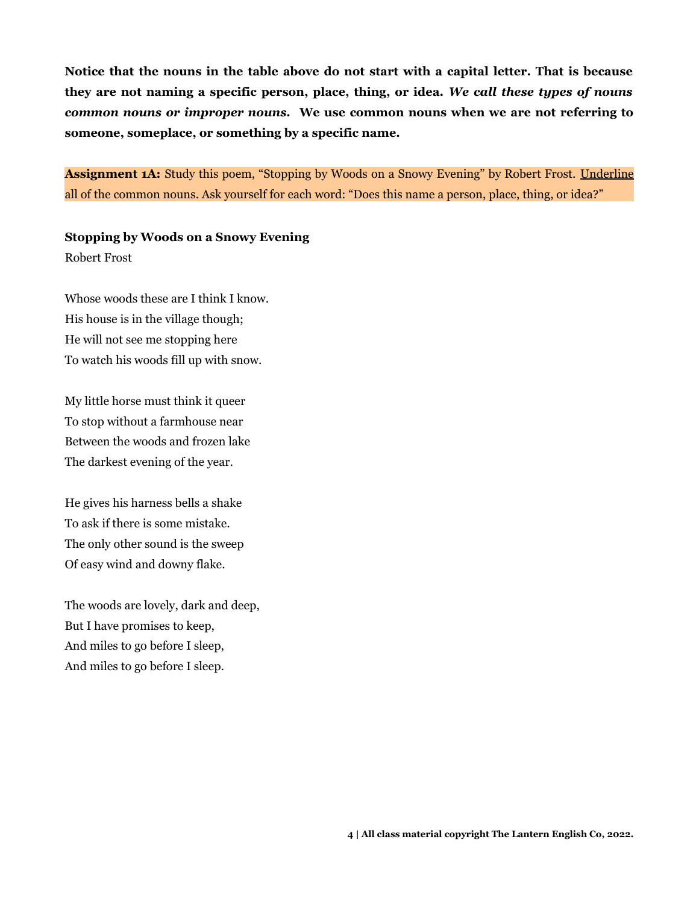**Notice that the nouns in the table above do not start with a capital letter. That is because they are not naming a specific person, place, thing, or idea. *We call these types of nouns common nouns or improper nouns.* We use common nouns when we are not referring to someone, someplace, or something by a specific name.**

**Assignment 1A:** Study this poem, "Stopping by Woods on a Snowy Evening" by Robert Frost. <u>Underline</u> all of the common nouns. Ask yourself for each word: "Does this name a person, place, thing, or idea?"

**Stopping by Woods on a Snowy Evening**

Robert Frost

Whose woods these are I think I know.
His house is in the village though;
He will not see me stopping here
To watch his woods fill up with snow.

My little horse must think it queer
To stop without a farmhouse near
Between the woods and frozen lake
The darkest evening of the year.

He gives his harness bells a shake
To ask if there is some mistake.
The only other sound is the sweep
Of easy wind and downy flake.

The woods are lovely, dark and deep,
But I have promises to keep,
And miles to go before I sleep,
And miles to go before I sleep.

**All class material copyright The Lantern English Co, 2022.**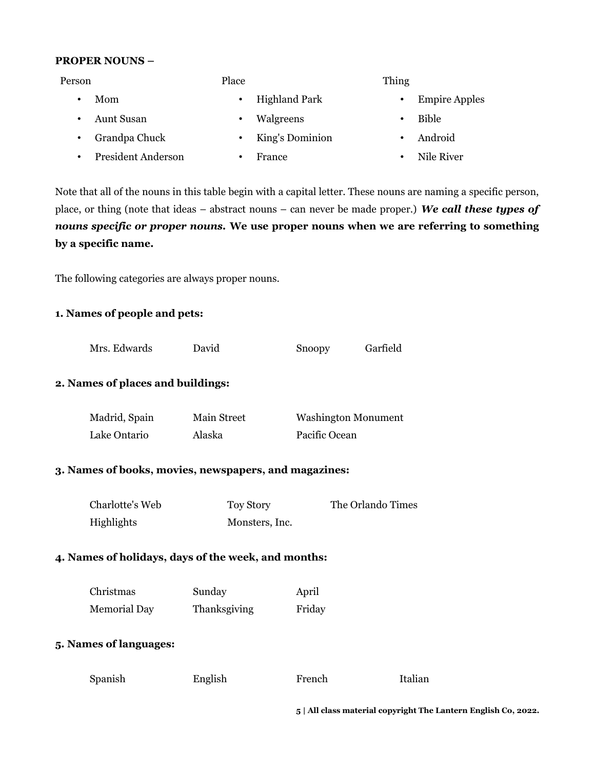**PROPER NOUNS –**

| Person | Place | Thing |
|---|---|---|
| • Mom | • Highland Park | • Empire Apples |
| • Aunt Susan | • Walgreens | • Bible |
| • Grandpa Chuck | • King's Dominion | • Android |
| • President Anderson | • France | • Nile River |

Note that all of the nouns in this table begin with a capital letter. These nouns are naming a specific person, place, or thing (note that ideas – abstract nouns – can never be made proper.) ***We call these types of nouns specific or proper nouns.*** **We use proper nouns when we are referring to something by a specific name.**

The following categories are always proper nouns.

**1. Names of people and pets:**

Mrs. Edwards     David     Snoopy     Garfield

**2. Names of places and buildings:**

Madrid, Spain     Main Street     Washington Monument
Lake Ontario     Alaska     Pacific Ocean

**3. Names of books, movies, newspapers, and magazines:**

Charlotte's Web     Toy Story     The Orlando Times
Highlights     Monsters, Inc.

**4. Names of holidays, days of the week, and months:**

Christmas     Sunday     April
Memorial Day     Thanksgiving     Friday

**5. Names of languages:**

Spanish     English     French     Italian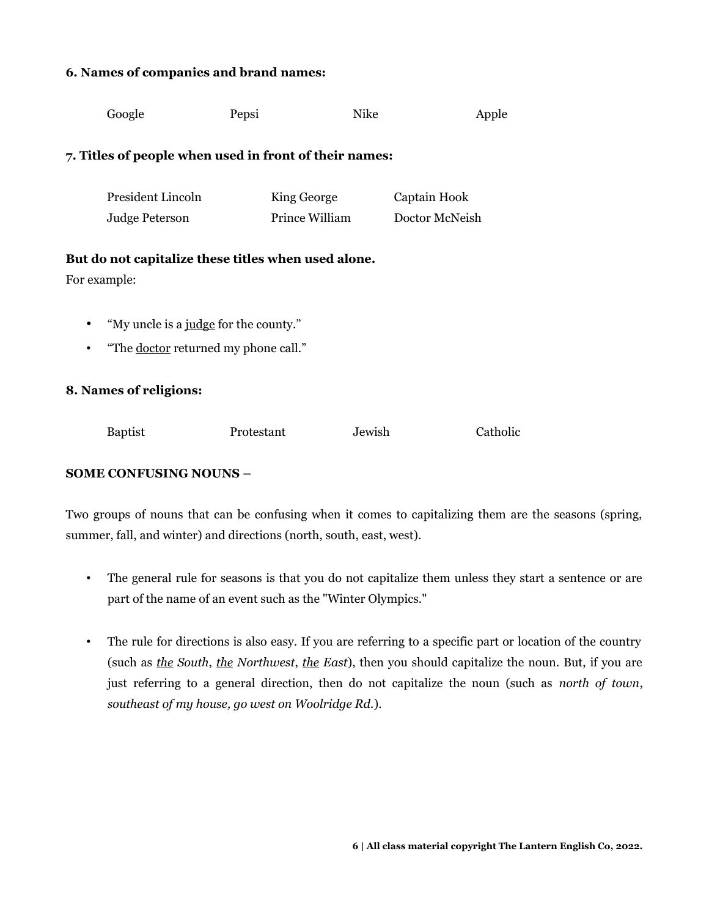**6. Names of companies and brand names:**

Google Pepsi Nike Apple

**7. Titles of people when used in front of their names:**

President Lincoln King George Captain Hook
Judge Peterson Prince William Doctor McNeish

**But do not capitalize these titles when used alone.**
For example:

- "My uncle is a <u>judge</u> for the county."
- "The <u>doctor</u> returned my phone call."

**8. Names of religions:**

Baptist Protestant Jewish Catholic

**SOME CONFUSING NOUNS –**

Two groups of nouns that can be confusing when it comes to capitalizing them are the seasons (spring, summer, fall, and winter) and directions (north, south, east, west).

- The general rule for seasons is that you do not capitalize them unless they start a sentence or are part of the name of an event such as the "Winter Olympics."

- The rule for directions is also easy. If you are referring to a specific part or location of the country (such as *<u>the</u> South*, *<u>the</u> Northwest*, *<u>the</u> East*), then you should capitalize the noun. But, if you are just referring to a general direction, then do not capitalize the noun (such as *north of town*, *southeast of my house, go west on Woolridge Rd.*).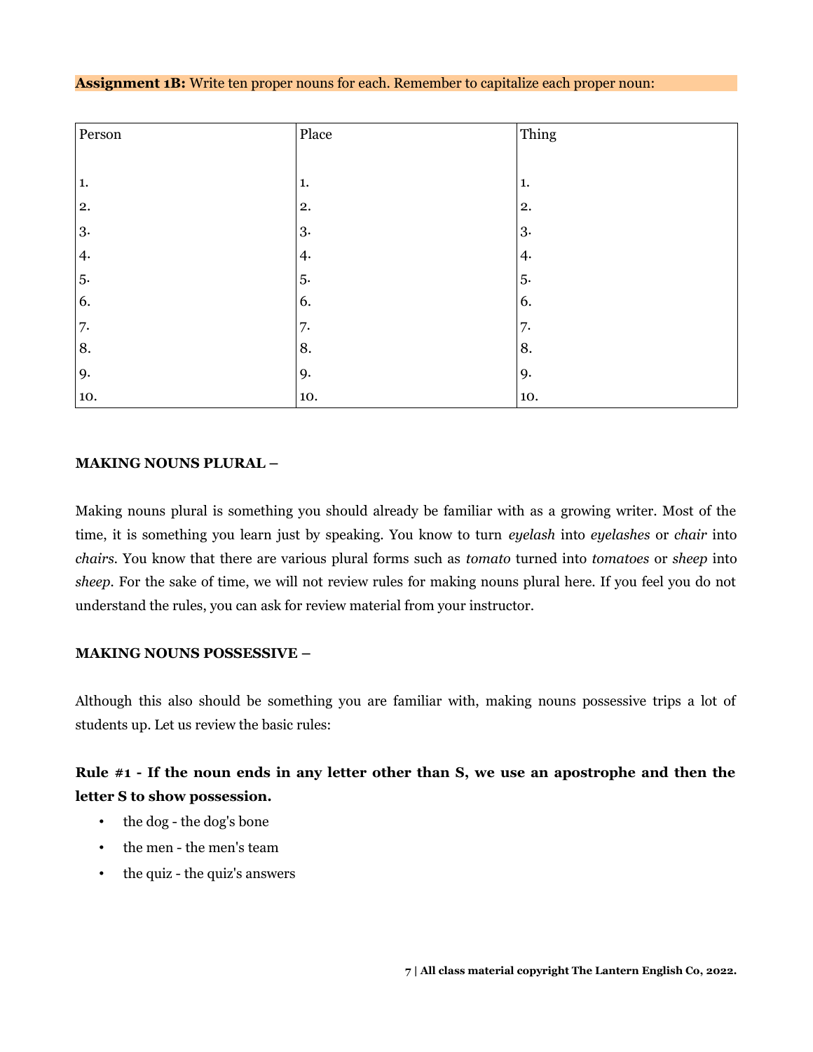**Assignment 1B:** Write ten proper nouns for each. Remember to capitalize each proper noun:

| Person | Place | Thing |
| --- | --- | --- |
| 1. | 1. | 1. |
| 2. | 2. | 2. |
| 3. | 3. | 3. |
| 4. | 4. | 4. |
| 5. | 5. | 5. |
| 6. | 6. | 6. |
| 7. | 7. | 7. |
| 8. | 8. | 8. |
| 9. | 9. | 9. |
| 10. | 10. | 10. |

**MAKING NOUNS PLURAL –**

Making nouns plural is something you should already be familiar with as a growing writer. Most of the time, it is something you learn just by speaking. You know to turn *eyelash* into *eyelashes* or *chair* into *chairs*. You know that there are various plural forms such as *tomato* turned into *tomatoes* or *sheep* into *sheep*. For the sake of time, we will not review rules for making nouns plural here. If you feel you do not understand the rules, you can ask for review material from your instructor.

**MAKING NOUNS POSSESSIVE –**

Although this also should be something you are familiar with, making nouns possessive trips a lot of students up. Let us review the basic rules:

**Rule #1 - If the noun ends in any letter other than S, we use an apostrophe and then the letter S to show possession.**

- the dog - the dog's bone
- the men - the men's team
- the quiz - the quiz's answers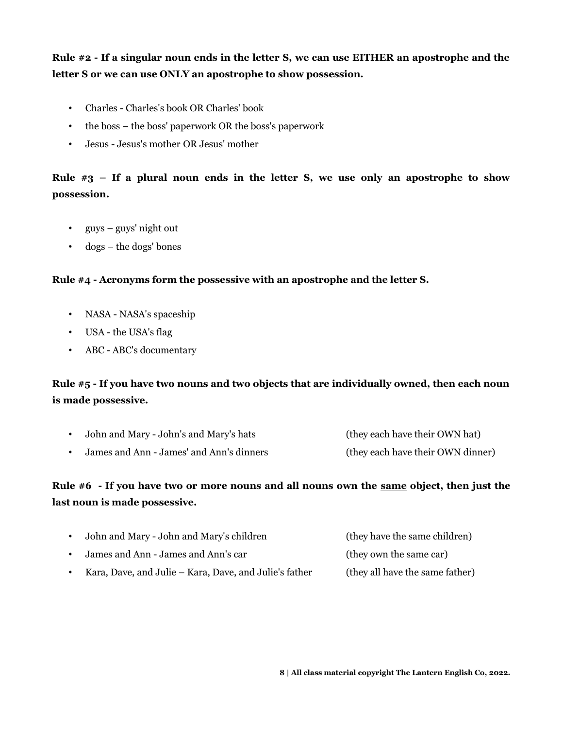**Rule #2 - If a singular noun ends in the letter S, we can use EITHER an apostrophe and the letter S or we can use ONLY an apostrophe to show possession.**

- Charles - Charles's book OR Charles' book
- the boss – the boss' paperwork OR the boss's paperwork
- Jesus - Jesus's mother OR Jesus' mother

**Rule #3 – If a plural noun ends in the letter S, we use only an apostrophe to show possession.**

- guys – guys' night out
- dogs – the dogs' bones

**Rule #4 - Acronyms form the possessive with an apostrophe and the letter S.**

- NASA - NASA's spaceship
- USA - the USA's flag
- ABC - ABC's documentary

**Rule #5 - If you have two nouns and two objects that are individually owned, then each noun is made possessive.**

- John and Mary - John's and Mary's hats (they each have their OWN hat)
- James and Ann - James' and Ann's dinners (they each have their OWN dinner)

**Rule #6 - If you have two or more nouns and all nouns own the <u>same</u> object, then just the last noun is made possessive.**

- John and Mary - John and Mary's children (they have the same children)
- James and Ann - James and Ann's car (they own the same car)
- Kara, Dave, and Julie – Kara, Dave, and Julie's father (they all have the same father)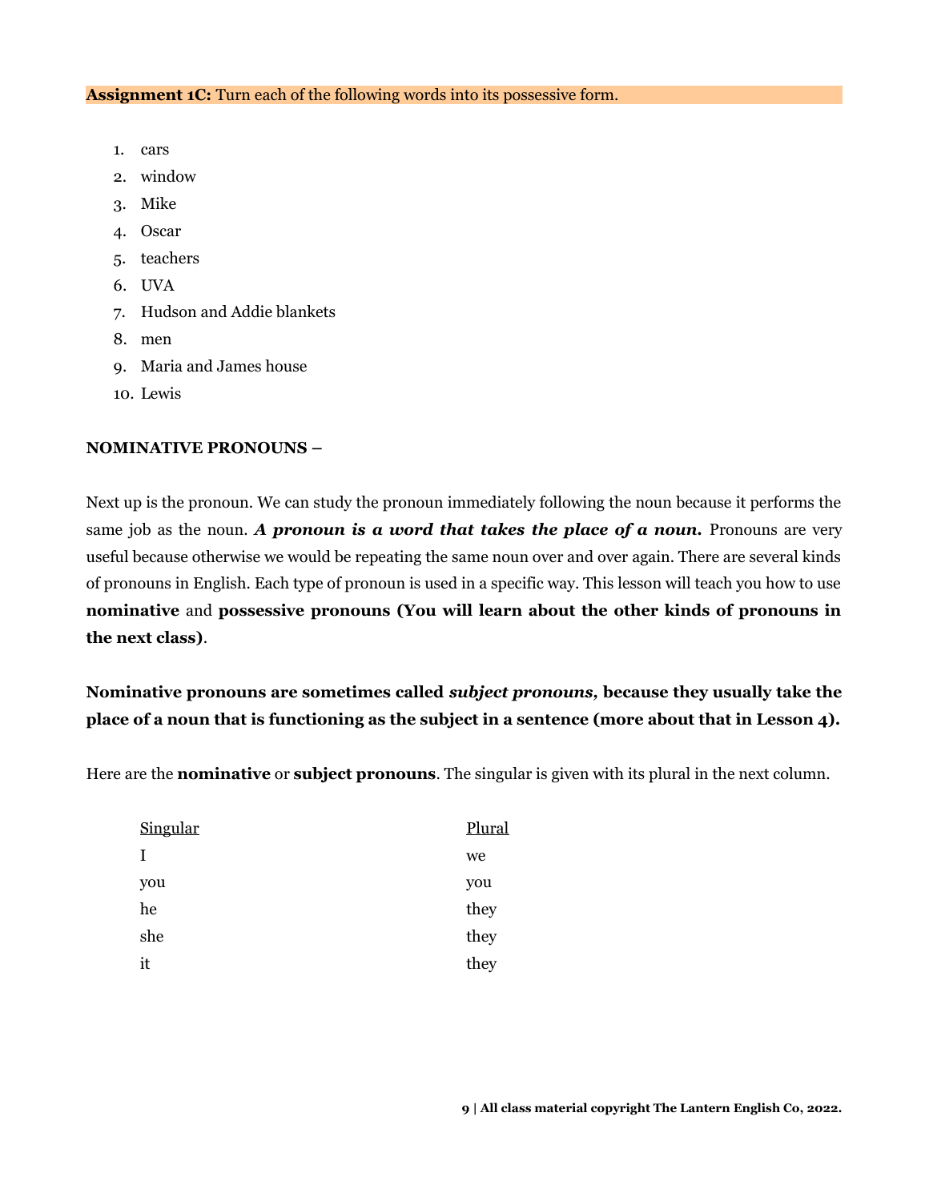**Assignment 1C:** Turn each of the following words into its possessive form.

1. cars
2. window
3. Mike
4. Oscar
5. teachers
6. UVA
7. Hudson and Addie blankets
8. men
9. Maria and James house
10. Lewis

**NOMINATIVE PRONOUNS –**

Next up is the pronoun. We can study the pronoun immediately following the noun because it performs the same job as the noun. ***A pronoun is a word that takes the place of a noun.*** Pronouns are very useful because otherwise we would be repeating the same noun over and over again. There are several kinds of pronouns in English. Each type of pronoun is used in a specific way. This lesson will teach you how to use **nominative** and **possessive pronouns (You will learn about the other kinds of pronouns in the next class)**.

**Nominative pronouns are sometimes called *subject pronouns,* because they usually take the place of a noun that is functioning as the subject in a sentence (more about that in Lesson 4).**

Here are the **nominative** or **subject pronouns**. The singular is given with its plural in the next column.

| Singular | Plural |
|---|---|
| I | we |
| you | you |
| he | they |
| she | they |
| it | they |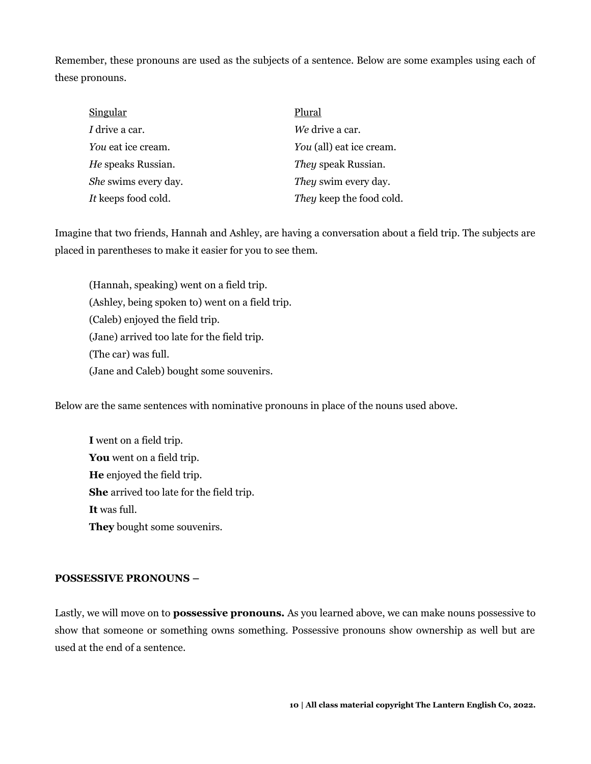Remember, these pronouns are used as the subjects of a sentence. Below are some examples using each of these pronouns.

| Singular | Plural |
| --- | --- |
| *I* drive a car. | *We* drive a car. |
| *You* eat ice cream. | *You* (all) eat ice cream. |
| *He* speaks Russian. | *They* speak Russian. |
| *She* swims every day. | *They* swim every day. |
| *It* keeps food cold. | *They* keep the food cold. |

Imagine that two friends, Hannah and Ashley, are having a conversation about a field trip. The subjects are placed in parentheses to make it easier for you to see them.

(Hannah, speaking) went on a field trip.
(Ashley, being spoken to) went on a field trip.
(Caleb) enjoyed the field trip.
(Jane) arrived too late for the field trip.
(The car) was full.
(Jane and Caleb) bought some souvenirs.

Below are the same sentences with nominative pronouns in place of the nouns used above.

**I** went on a field trip.
**You** went on a field trip.
**He** enjoyed the field trip.
**She** arrived too late for the field trip.
**It** was full.
**They** bought some souvenirs.

**POSSESSIVE PRONOUNS –**

Lastly, we will move on to **possessive pronouns.** As you learned above, we can make nouns possessive to show that someone or something owns something. Possessive pronouns show ownership as well but are used at the end of a sentence.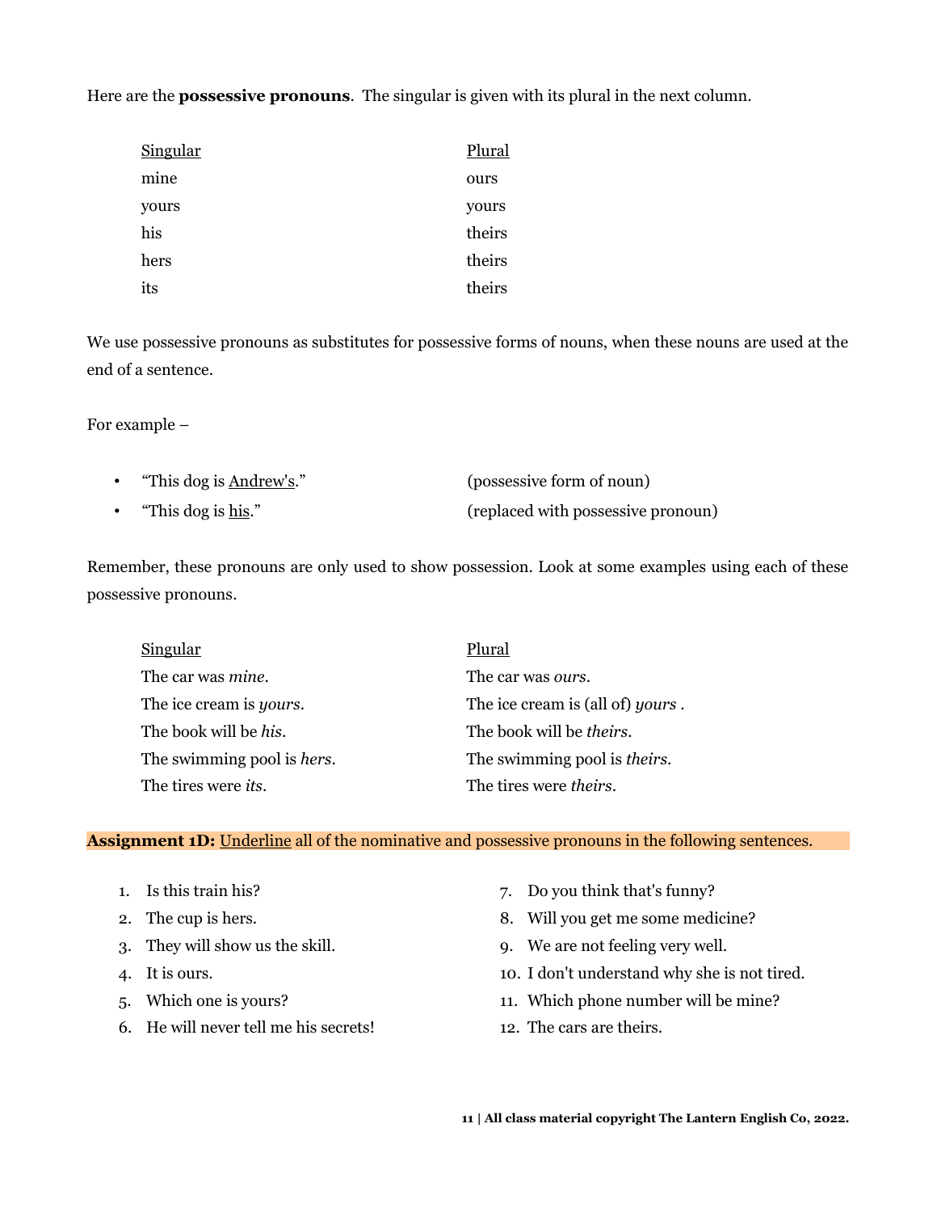Here are the **possessive pronouns**. The singular is given with its plural in the next column.

| Singular | Plural |
|---|---|
| mine | ours |
| yours | yours |
| his | theirs |
| hers | theirs |
| its | theirs |

We use possessive pronouns as substitutes for possessive forms of nouns, when these nouns are used at the end of a sentence.

For example –

- "This dog is <u>Andrew's</u>." (possessive form of noun)
- "This dog is <u>his</u>." (replaced with possessive pronoun)

Remember, these pronouns are only used to show possession. Look at some examples using each of these possessive pronouns.

| Singular | Plural |
|---|---|
| The car was *mine*. | The car was *ours*. |
| The ice cream is *yours*. | The ice cream is (all of) *yours* . |
| The book will be *his*. | The book will be *theirs*. |
| The swimming pool is *hers*. | The swimming pool is *theirs*. |
| The tires were *its*. | The tires were *theirs*. |

**Assignment 1D:** <u>Underline</u> all of the nominative and possessive pronouns in the following sentences.

1. Is this train his?
2. The cup is hers.
3. They will show us the skill.
4. It is ours.
5. Which one is yours?
6. He will never tell me his secrets!
7. Do you think that's funny?
8. Will you get me some medicine?
9. We are not feeling very well.
10. I don't understand why she is not tired.
11. Which phone number will be mine?
12. The cars are theirs.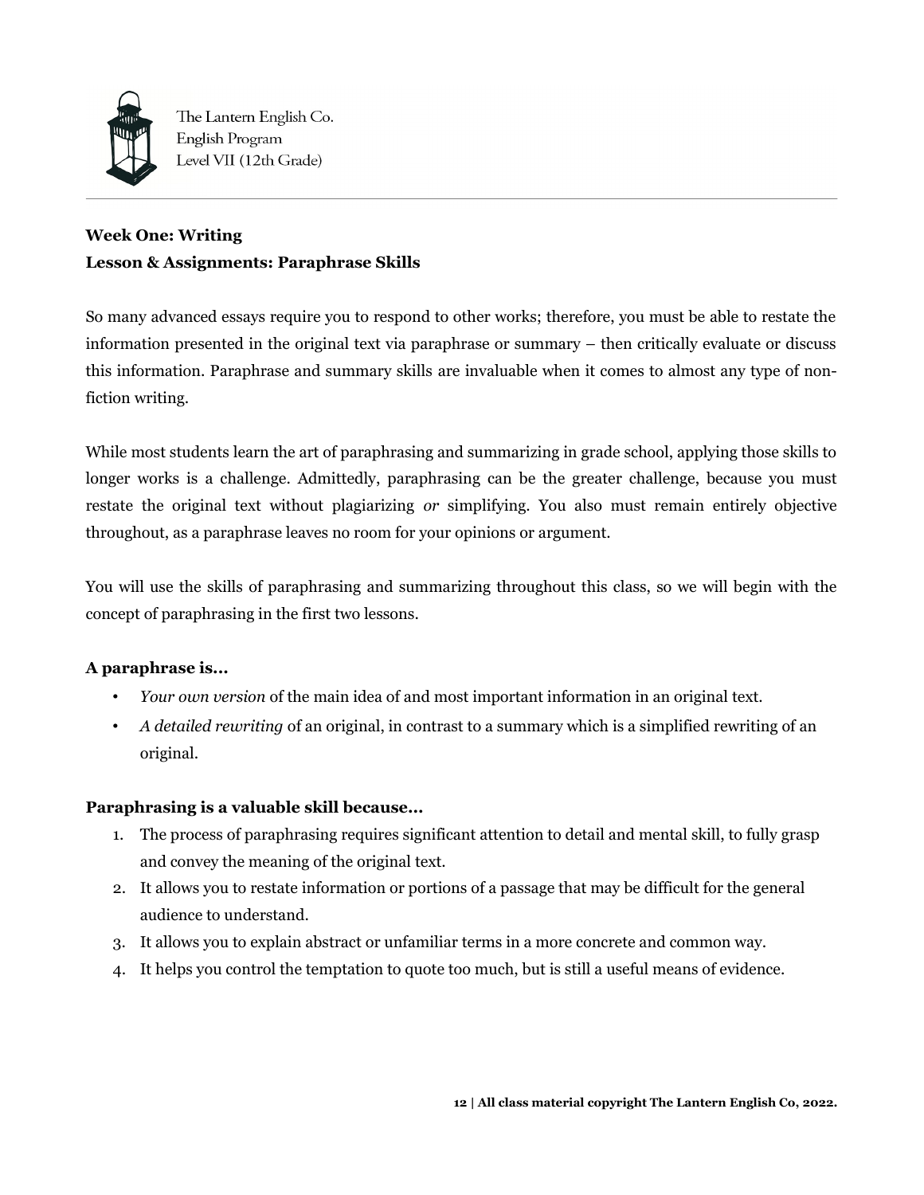**Week One: Writing**
**Lesson & Assignments: Paraphrase Skills**

So many advanced essays require you to respond to other works; therefore, you must be able to restate the information presented in the original text via paraphrase or summary – then critically evaluate or discuss this information. Paraphrase and summary skills are invaluable when it comes to almost any type of non-fiction writing.

While most students learn the art of paraphrasing and summarizing in grade school, applying those skills to longer works is a challenge. Admittedly, paraphrasing can be the greater challenge, because you must restate the original text without plagiarizing *or* simplifying. You also must remain entirely objective throughout, as a paraphrase leaves no room for your opinions or argument.

You will use the skills of paraphrasing and summarizing throughout this class, so we will begin with the concept of paraphrasing in the first two lessons.

**A paraphrase is…**

- *Your own version* of the main idea of and most important information in an original text.
- *A detailed rewriting* of an original, in contrast to a summary which is a simplified rewriting of an original.

**Paraphrasing is a valuable skill because…**

1. The process of paraphrasing requires significant attention to detail and mental skill, to fully grasp and convey the meaning of the original text.
2. It allows you to restate information or portions of a passage that may be difficult for the general audience to understand.
3. It allows you to explain abstract or unfamiliar terms in a more concrete and common way.
4. It helps you control the temptation to quote too much, but is still a useful means of evidence.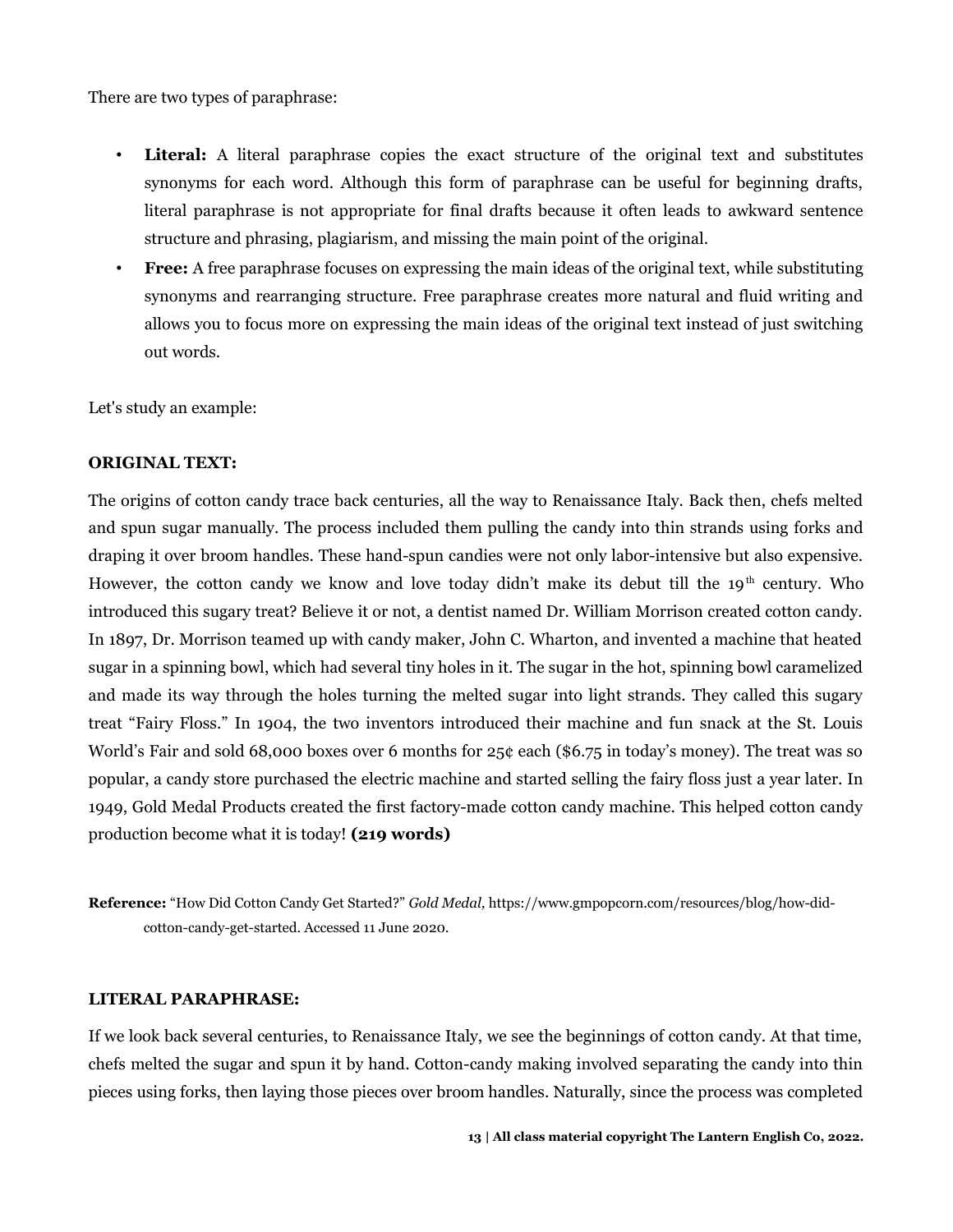There are two types of paraphrase:

- **Literal:** A literal paraphrase copies the exact structure of the original text and substitutes synonyms for each word. Although this form of paraphrase can be useful for beginning drafts, literal paraphrase is not appropriate for final drafts because it often leads to awkward sentence structure and phrasing, plagiarism, and missing the main point of the original.
- **Free:** A free paraphrase focuses on expressing the main ideas of the original text, while substituting synonyms and rearranging structure. Free paraphrase creates more natural and fluid writing and allows you to focus more on expressing the main ideas of the original text instead of just switching out words.

Let's study an example:

**ORIGINAL TEXT:**

The origins of cotton candy trace back centuries, all the way to Renaissance Italy. Back then, chefs melted and spun sugar manually. The process included them pulling the candy into thin strands using forks and draping it over broom handles. These hand-spun candies were not only labor-intensive but also expensive. However, the cotton candy we know and love today didn't make its debut till the 19$^{th}$ century. Who introduced this sugary treat? Believe it or not, a dentist named Dr. William Morrison created cotton candy. In 1897, Dr. Morrison teamed up with candy maker, John C. Wharton, and invented a machine that heated sugar in a spinning bowl, which had several tiny holes in it. The sugar in the hot, spinning bowl caramelized and made its way through the holes turning the melted sugar into light strands. They called this sugary treat "Fairy Floss." In 1904, the two inventors introduced their machine and fun snack at the St. Louis World's Fair and sold 68,000 boxes over 6 months for 25¢ each ($6.75 in today's money). The treat was so popular, a candy store purchased the electric machine and started selling the fairy floss just a year later. In 1949, Gold Medal Products created the first factory-made cotton candy machine. This helped cotton candy production become what it is today! **(219 words)**

**Reference:** "How Did Cotton Candy Get Started?" *Gold Medal,* https://www.gmpopcorn.com/resources/blog/how-did-cotton-candy-get-started. Accessed 11 June 2020.

**LITERAL PARAPHRASE:**

If we look back several centuries, to Renaissance Italy, we see the beginnings of cotton candy. At that time, chefs melted the sugar and spun it by hand. Cotton-candy making involved separating the candy into thin pieces using forks, then laying those pieces over broom handles. Naturally, since the process was completed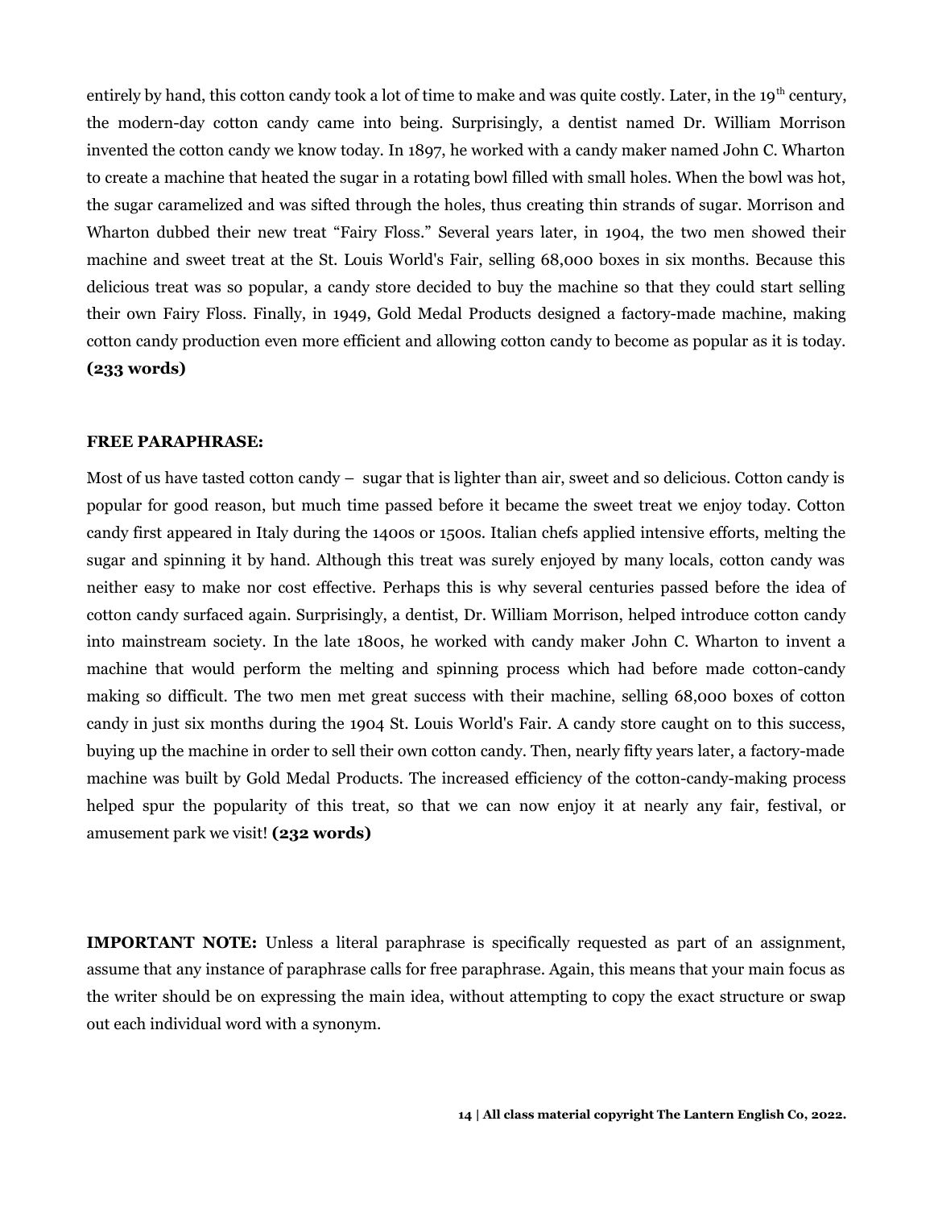entirely by hand, this cotton candy took a lot of time to make and was quite costly. Later, in the 19th century, the modern-day cotton candy came into being. Surprisingly, a dentist named Dr. William Morrison invented the cotton candy we know today. In 1897, he worked with a candy maker named John C. Wharton to create a machine that heated the sugar in a rotating bowl filled with small holes. When the bowl was hot, the sugar caramelized and was sifted through the holes, thus creating thin strands of sugar. Morrison and Wharton dubbed their new treat "Fairy Floss." Several years later, in 1904, the two men showed their machine and sweet treat at the St. Louis World's Fair, selling 68,000 boxes in six months. Because this delicious treat was so popular, a candy store decided to buy the machine so that they could start selling their own Fairy Floss. Finally, in 1949, Gold Medal Products designed a factory-made machine, making cotton candy production even more efficient and allowing cotton candy to become as popular as it is today. **(233 words)**

**FREE PARAPHRASE:**

Most of us have tasted cotton candy – sugar that is lighter than air, sweet and so delicious. Cotton candy is popular for good reason, but much time passed before it became the sweet treat we enjoy today. Cotton candy first appeared in Italy during the 1400s or 1500s. Italian chefs applied intensive efforts, melting the sugar and spinning it by hand. Although this treat was surely enjoyed by many locals, cotton candy was neither easy to make nor cost effective. Perhaps this is why several centuries passed before the idea of cotton candy surfaced again. Surprisingly, a dentist, Dr. William Morrison, helped introduce cotton candy into mainstream society. In the late 1800s, he worked with candy maker John C. Wharton to invent a machine that would perform the melting and spinning process which had before made cotton-candy making so difficult. The two men met great success with their machine, selling 68,000 boxes of cotton candy in just six months during the 1904 St. Louis World's Fair. A candy store caught on to this success, buying up the machine in order to sell their own cotton candy. Then, nearly fifty years later, a factory-made machine was built by Gold Medal Products. The increased efficiency of the cotton-candy-making process helped spur the popularity of this treat, so that we can now enjoy it at nearly any fair, festival, or amusement park we visit! **(232 words)**

**IMPORTANT NOTE:** Unless a literal paraphrase is specifically requested as part of an assignment, assume that any instance of paraphrase calls for free paraphrase. Again, this means that your main focus as the writer should be on expressing the main idea, without attempting to copy the exact structure or swap out each individual word with a synonym.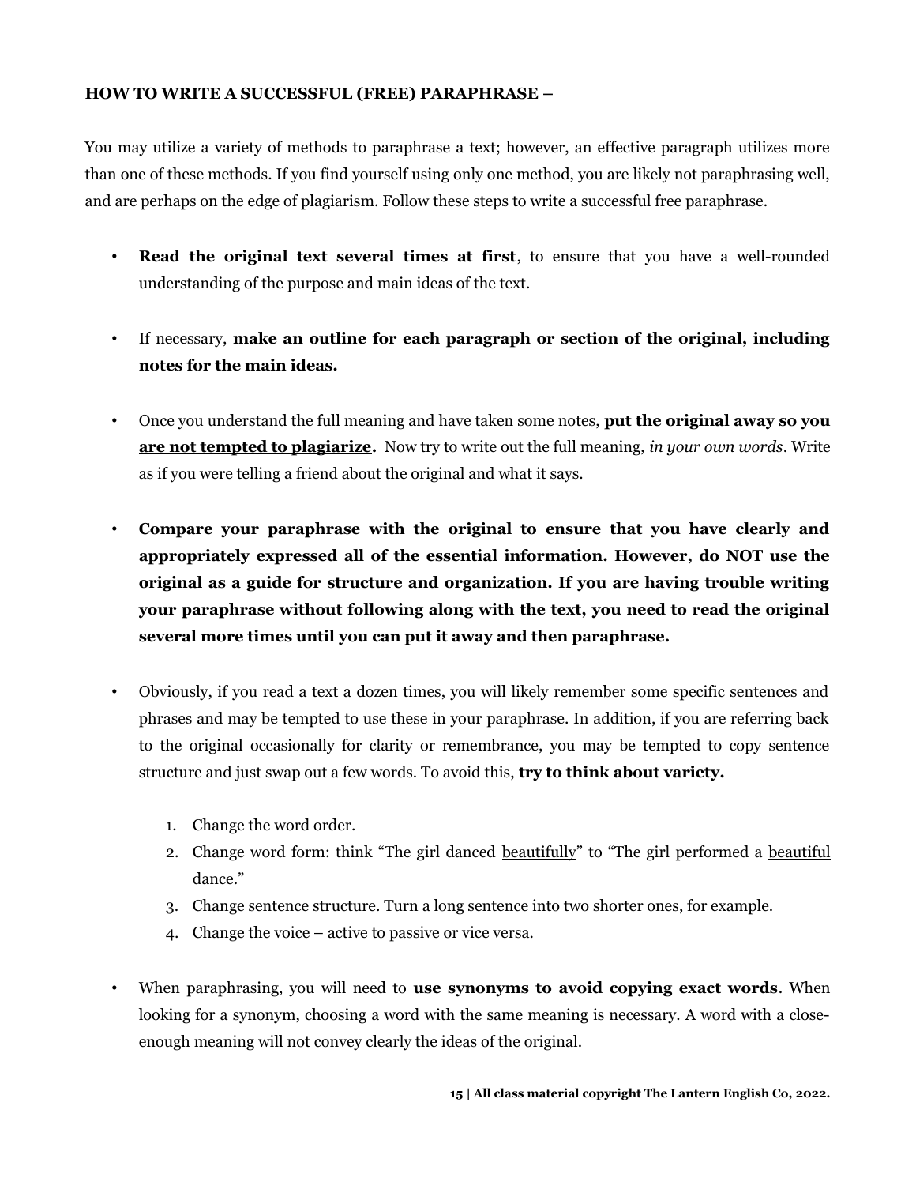**HOW TO WRITE A SUCCESSFUL (FREE) PARAPHRASE –**

You may utilize a variety of methods to paraphrase a text; however, an effective paragraph utilizes more than one of these methods. If you find yourself using only one method, you are likely not paraphrasing well, and are perhaps on the edge of plagiarism. Follow these steps to write a successful free paraphrase.

- **Read the original text several times at first**, to ensure that you have a well-rounded understanding of the purpose and main ideas of the text.

- If necessary, **make an outline for each paragraph or section of the original, including notes for the main ideas.**

- Once you understand the full meaning and have taken some notes, <u>**put the original away so you are not tempted to plagiarize.**</u> Now try to write out the full meaning, *in your own words*. Write as if you were telling a friend about the original and what it says.

- **Compare your paraphrase with the original to ensure that you have clearly and appropriately expressed all of the essential information. However, do NOT use the original as a guide for structure and organization. If you are having trouble writing your paraphrase without following along with the text, you need to read the original several more times until you can put it away and then paraphrase.**

- Obviously, if you read a text a dozen times, you will likely remember some specific sentences and phrases and may be tempted to use these in your paraphrase. In addition, if you are referring back to the original occasionally for clarity or remembrance, you may be tempted to copy sentence structure and just swap out a few words. To avoid this, **try to think about variety.**

    1. Change the word order.
    2. Change word form: think "The girl danced <u>beautifully</u>" to "The girl performed a <u>beautiful</u> dance."
    3. Change sentence structure. Turn a long sentence into two shorter ones, for example.
    4. Change the voice – active to passive or vice versa.

- When paraphrasing, you will need to **use synonyms to avoid copying exact words**. When looking for a synonym, choosing a word with the same meaning is necessary. A word with a close-enough meaning will not convey clearly the ideas of the original.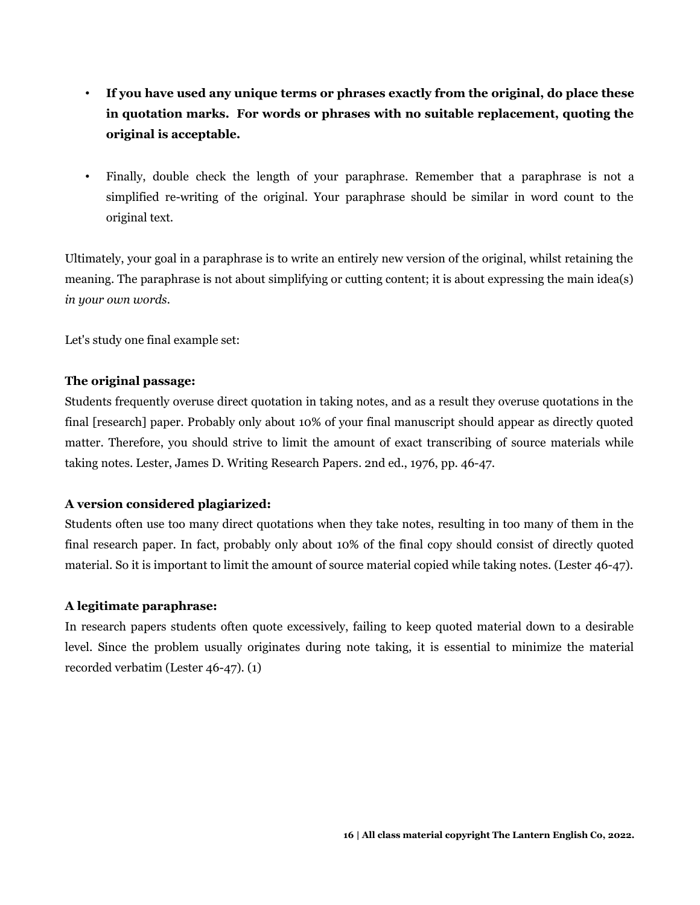- **If you have used any unique terms or phrases exactly from the original, do place these in quotation marks. For words or phrases with no suitable replacement, quoting the original is acceptable.**

- Finally, double check the length of your paraphrase. Remember that a paraphrase is not a simplified re-writing of the original. Your paraphrase should be similar in word count to the original text.

Ultimately, your goal in a paraphrase is to write an entirely new version of the original, whilst retaining the meaning. The paraphrase is not about simplifying or cutting content; it is about expressing the main idea(s) *in your own words*.

Let's study one final example set:

**The original passage:**
Students frequently overuse direct quotation in taking notes, and as a result they overuse quotations in the final [research] paper. Probably only about 10% of your final manuscript should appear as directly quoted matter. Therefore, you should strive to limit the amount of exact transcribing of source materials while taking notes. Lester, James D. Writing Research Papers. 2nd ed., 1976, pp. 46-47.

**A version considered plagiarized:**
Students often use too many direct quotations when they take notes, resulting in too many of them in the final research paper. In fact, probably only about 10% of the final copy should consist of directly quoted material. So it is important to limit the amount of source material copied while taking notes. (Lester 46-47).

**A legitimate paraphrase:**
In research papers students often quote excessively, failing to keep quoted material down to a desirable level. Since the problem usually originates during note taking, it is essential to minimize the material recorded verbatim (Lester 46-47). (1)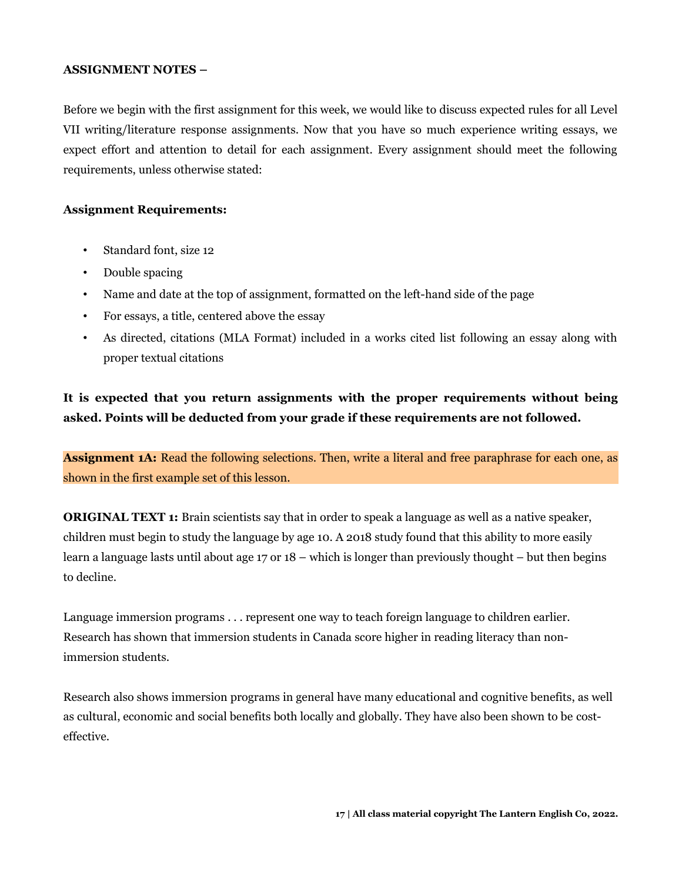**ASSIGNMENT NOTES –**

Before we begin with the first assignment for this week, we would like to discuss expected rules for all Level VII writing/literature response assignments. Now that you have so much experience writing essays, we expect effort and attention to detail for each assignment. Every assignment should meet the following requirements, unless otherwise stated:

**Assignment Requirements:**

- Standard font, size 12
- Double spacing
- Name and date at the top of assignment, formatted on the left-hand side of the page
- For essays, a title, centered above the essay
- As directed, citations (MLA Format) included in a works cited list following an essay along with proper textual citations

**It is expected that you return assignments with the proper requirements without being asked. Points will be deducted from your grade if these requirements are not followed.**

**Assignment 1A:** Read the following selections. Then, write a literal and free paraphrase for each one, as shown in the first example set of this lesson.

**ORIGINAL TEXT 1:** Brain scientists say that in order to speak a language as well as a native speaker, children must begin to study the language by age 10. A 2018 study found that this ability to more easily learn a language lasts until about age 17 or 18 – which is longer than previously thought – but then begins to decline.

Language immersion programs . . . represent one way to teach foreign language to children earlier. Research has shown that immersion students in Canada score higher in reading literacy than non-immersion students.

Research also shows immersion programs in general have many educational and cognitive benefits, as well as cultural, economic and social benefits both locally and globally. They have also been shown to be cost-effective.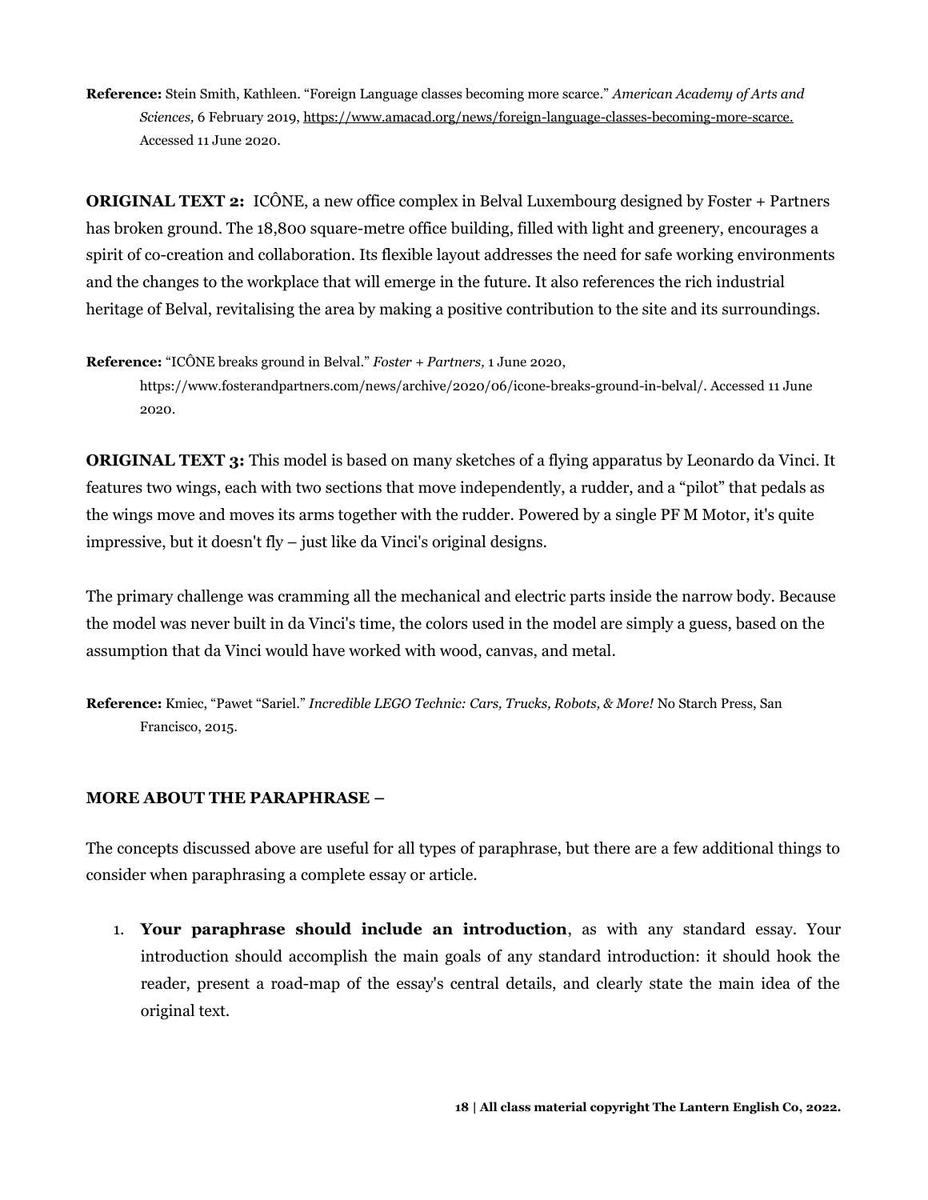**Reference:** Stein Smith, Kathleen. "Foreign Language classes becoming more scarce." *American Academy of Arts and Sciences,* 6 February 2019, https://www.amacad.org/news/foreign-language-classes-becoming-more-scarce. Accessed 11 June 2020.

**ORIGINAL TEXT 2:** ICÔNE, a new office complex in Belval Luxembourg designed by Foster + Partners has broken ground. The 18,800 square-metre office building, filled with light and greenery, encourages a spirit of co-creation and collaboration. Its flexible layout addresses the need for safe working environments and the changes to the workplace that will emerge in the future. It also references the rich industrial heritage of Belval, revitalising the area by making a positive contribution to the site and its surroundings.

**Reference:** "ICÔNE breaks ground in Belval." *Foster + Partners,* 1 June 2020, https://www.fosterandpartners.com/news/archive/2020/06/icone-breaks-ground-in-belval/. Accessed 11 June 2020.

**ORIGINAL TEXT 3:** This model is based on many sketches of a flying apparatus by Leonardo da Vinci. It features two wings, each with two sections that move independently, a rudder, and a "pilot" that pedals as the wings move and moves its arms together with the rudder. Powered by a single PF M Motor, it's quite impressive, but it doesn't fly – just like da Vinci's original designs.

The primary challenge was cramming all the mechanical and electric parts inside the narrow body. Because the model was never built in da Vinci's time, the colors used in the model are simply a guess, based on the assumption that da Vinci would have worked with wood, canvas, and metal.

**Reference:** Kmiec, "Pawet "Sariel." *Incredible LEGO Technic: Cars, Trucks, Robots, & More!* No Starch Press, San Francisco, 2015.

**MORE ABOUT THE PARAPHRASE –**

The concepts discussed above are useful for all types of paraphrase, but there are a few additional things to consider when paraphrasing a complete essay or article.

1. **Your paraphrase should include an introduction**, as with any standard essay. Your introduction should accomplish the main goals of any standard introduction: it should hook the reader, present a road-map of the essay's central details, and clearly state the main idea of the original text.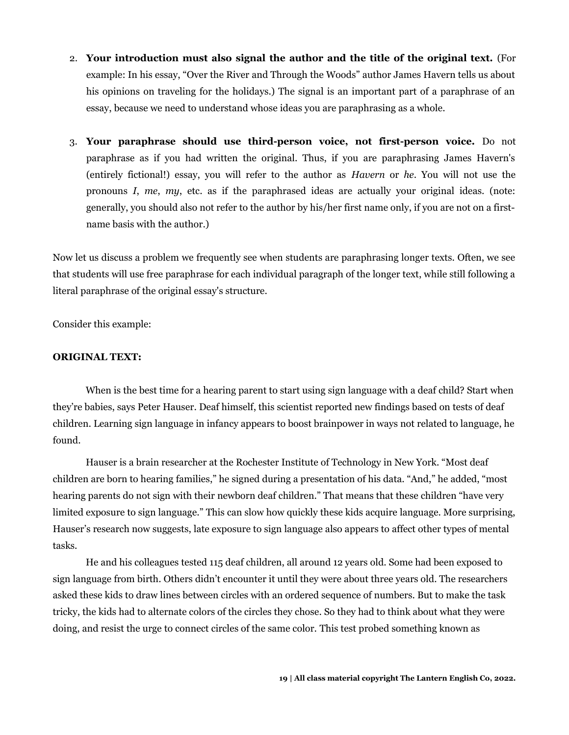2. **Your introduction must also signal the author and the title of the original text.** (For example: In his essay, "Over the River and Through the Woods" author James Havern tells us about his opinions on traveling for the holidays.) The signal is an important part of a paraphrase of an essay, because we need to understand whose ideas you are paraphrasing as a whole.

3. **Your paraphrase should use third-person voice, not first-person voice.** Do not paraphrase as if you had written the original. Thus, if you are paraphrasing James Havern's (entirely fictional!) essay, you will refer to the author as *Havern* or *he*. You will not use the pronouns *I*, *me*, *my*, etc. as if the paraphrased ideas are actually your original ideas. (note: generally, you should also not refer to the author by his/her first name only, if you are not on a first-name basis with the author.)

Now let us discuss a problem we frequently see when students are paraphrasing longer texts. Often, we see that students will use free paraphrase for each individual paragraph of the longer text, while still following a literal paraphrase of the original essay's structure.

Consider this example:

**ORIGINAL TEXT:**

When is the best time for a hearing parent to start using sign language with a deaf child? Start when they're babies, says Peter Hauser. Deaf himself, this scientist reported new findings based on tests of deaf children. Learning sign language in infancy appears to boost brainpower in ways not related to language, he found.

Hauser is a brain researcher at the Rochester Institute of Technology in New York. "Most deaf children are born to hearing families," he signed during a presentation of his data. "And," he added, "most hearing parents do not sign with their newborn deaf children." That means that these children "have very limited exposure to sign language." This can slow how quickly these kids acquire language. More surprising, Hauser's research now suggests, late exposure to sign language also appears to affect other types of mental tasks.

He and his colleagues tested 115 deaf children, all around 12 years old. Some had been exposed to sign language from birth. Others didn't encounter it until they were about three years old. The researchers asked these kids to draw lines between circles with an ordered sequence of numbers. But to make the task tricky, the kids had to alternate colors of the circles they chose. So they had to think about what they were doing, and resist the urge to connect circles of the same color. This test probed something known as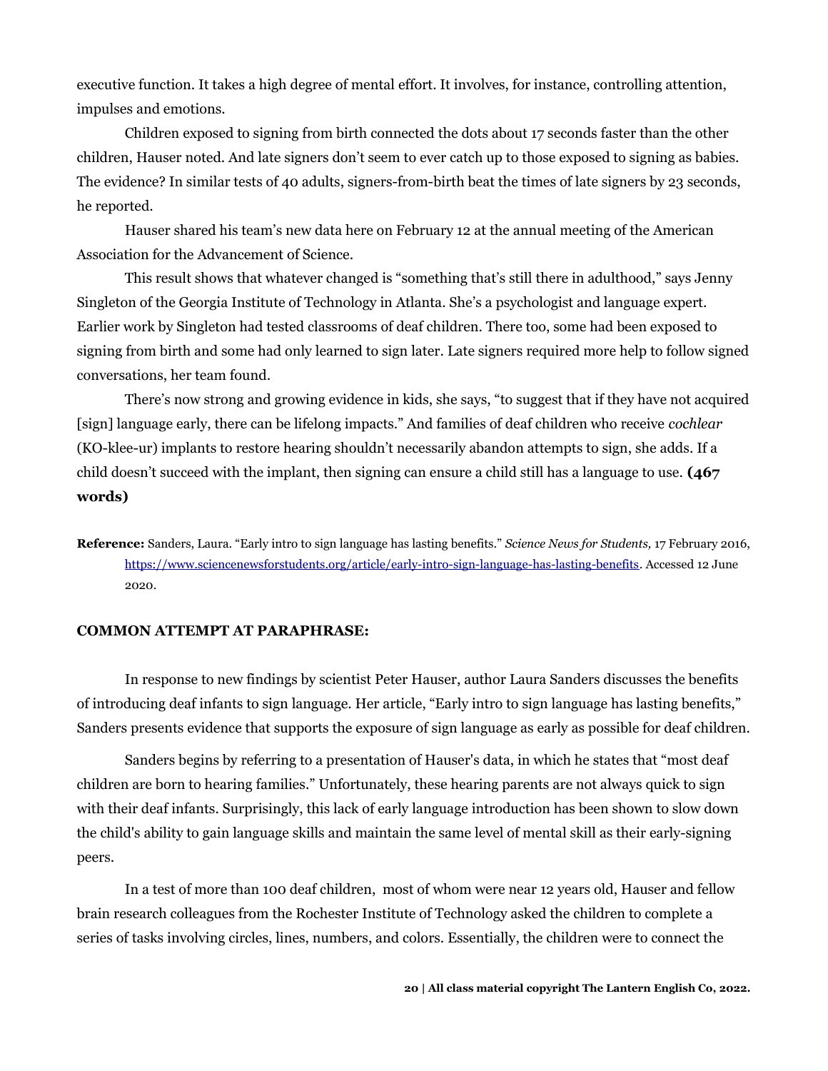executive function. It takes a high degree of mental effort. It involves, for instance, controlling attention, impulses and emotions.

Children exposed to signing from birth connected the dots about 17 seconds faster than the other children, Hauser noted. And late signers don't seem to ever catch up to those exposed to signing as babies. The evidence? In similar tests of 40 adults, signers-from-birth beat the times of late signers by 23 seconds, he reported.

Hauser shared his team's new data here on February 12 at the annual meeting of the American Association for the Advancement of Science.

This result shows that whatever changed is "something that's still there in adulthood," says Jenny Singleton of the Georgia Institute of Technology in Atlanta. She's a psychologist and language expert. Earlier work by Singleton had tested classrooms of deaf children. There too, some had been exposed to signing from birth and some had only learned to sign later. Late signers required more help to follow signed conversations, her team found.

There's now strong and growing evidence in kids, she says, "to suggest that if they have not acquired [sign] language early, there can be lifelong impacts." And families of deaf children who receive *cochlear* (KO-klee-ur) implants to restore hearing shouldn't necessarily abandon attempts to sign, she adds. If a child doesn't succeed with the implant, then signing can ensure a child still has a language to use. **(467 words)**

**Reference:** Sanders, Laura. "Early intro to sign language has lasting benefits." *Science News for Students,* 17 February 2016, https://www.sciencenewsforstudents.org/article/early-intro-sign-language-has-lasting-benefits. Accessed 12 June 2020.

### COMMON ATTEMPT AT PARAPHRASE:

In response to new findings by scientist Peter Hauser, author Laura Sanders discusses the benefits of introducing deaf infants to sign language. Her article, "Early intro to sign language has lasting benefits," Sanders presents evidence that supports the exposure of sign language as early as possible for deaf children.

Sanders begins by referring to a presentation of Hauser's data, in which he states that "most deaf children are born to hearing families." Unfortunately, these hearing parents are not always quick to sign with their deaf infants. Surprisingly, this lack of early language introduction has been shown to slow down the child's ability to gain language skills and maintain the same level of mental skill as their early-signing peers.

In a test of more than 100 deaf children, most of whom were near 12 years old, Hauser and fellow brain research colleagues from the Rochester Institute of Technology asked the children to complete a series of tasks involving circles, lines, numbers, and colors. Essentially, the children were to connect the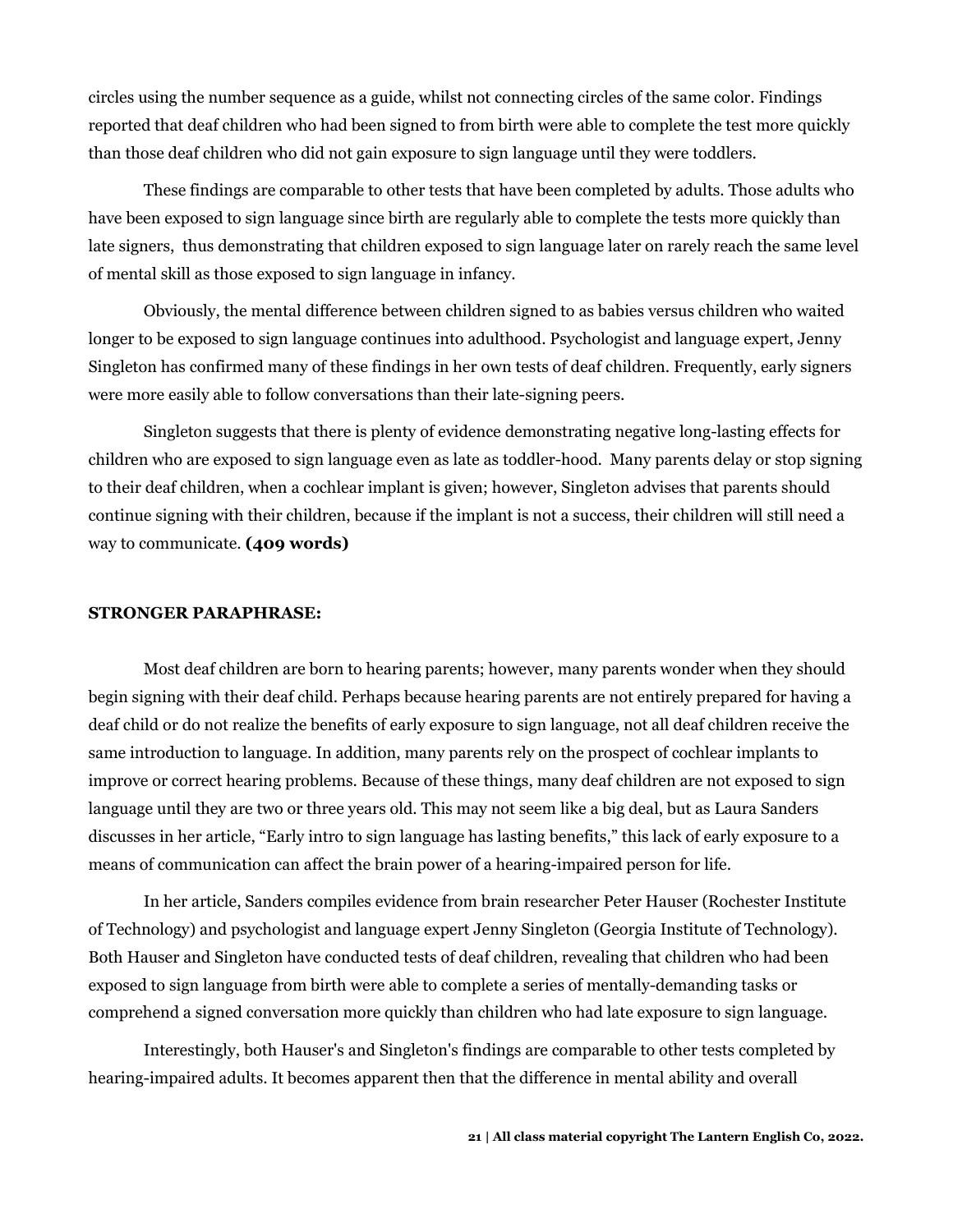circles using the number sequence as a guide, whilst not connecting circles of the same color. Findings reported that deaf children who had been signed to from birth were able to complete the test more quickly than those deaf children who did not gain exposure to sign language until they were toddlers.

These findings are comparable to other tests that have been completed by adults. Those adults who have been exposed to sign language since birth are regularly able to complete the tests more quickly than late signers, thus demonstrating that children exposed to sign language later on rarely reach the same level of mental skill as those exposed to sign language in infancy.

Obviously, the mental difference between children signed to as babies versus children who waited longer to be exposed to sign language continues into adulthood. Psychologist and language expert, Jenny Singleton has confirmed many of these findings in her own tests of deaf children. Frequently, early signers were more easily able to follow conversations than their late-signing peers.

Singleton suggests that there is plenty of evidence demonstrating negative long-lasting effects for children who are exposed to sign language even as late as toddler-hood. Many parents delay or stop signing to their deaf children, when a cochlear implant is given; however, Singleton advises that parents should continue signing with their children, because if the implant is not a success, their children will still need a way to communicate. **(409 words)**

**STRONGER PARAPHRASE:**

Most deaf children are born to hearing parents; however, many parents wonder when they should begin signing with their deaf child. Perhaps because hearing parents are not entirely prepared for having a deaf child or do not realize the benefits of early exposure to sign language, not all deaf children receive the same introduction to language. In addition, many parents rely on the prospect of cochlear implants to improve or correct hearing problems. Because of these things, many deaf children are not exposed to sign language until they are two or three years old. This may not seem like a big deal, but as Laura Sanders discusses in her article, "Early intro to sign language has lasting benefits," this lack of early exposure to a means of communication can affect the brain power of a hearing-impaired person for life.

In her article, Sanders compiles evidence from brain researcher Peter Hauser (Rochester Institute of Technology) and psychologist and language expert Jenny Singleton (Georgia Institute of Technology). Both Hauser and Singleton have conducted tests of deaf children, revealing that children who had been exposed to sign language from birth were able to complete a series of mentally-demanding tasks or comprehend a signed conversation more quickly than children who had late exposure to sign language.

Interestingly, both Hauser's and Singleton's findings are comparable to other tests completed by hearing-impaired adults. It becomes apparent then that the difference in mental ability and overall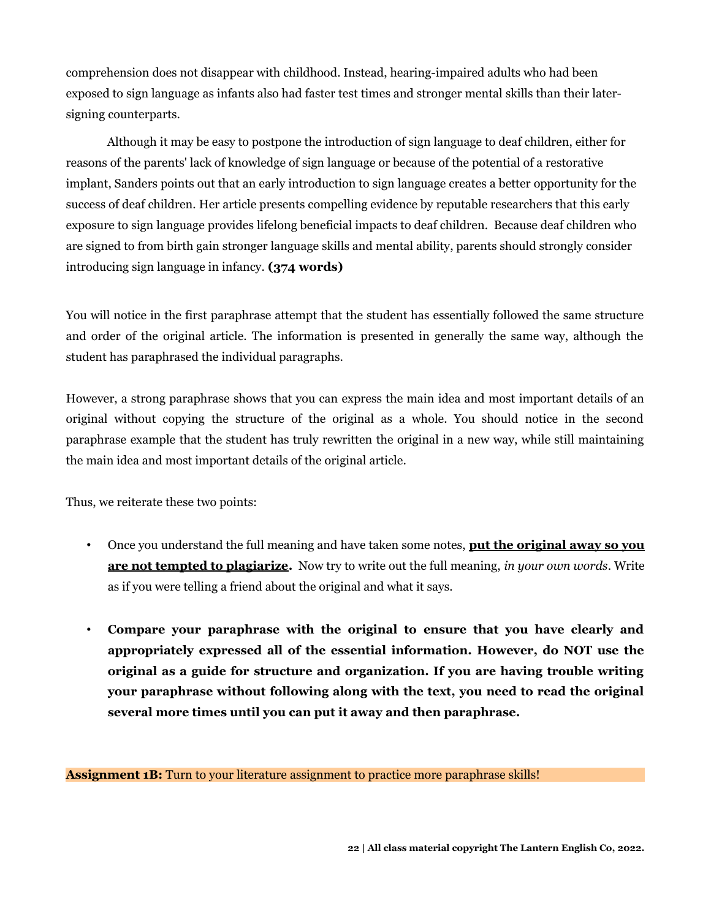comprehension does not disappear with childhood. Instead, hearing-impaired adults who had been exposed to sign language as infants also had faster test times and stronger mental skills than their later-signing counterparts.

Although it may be easy to postpone the introduction of sign language to deaf children, either for reasons of the parents' lack of knowledge of sign language or because of the potential of a restorative implant, Sanders points out that an early introduction to sign language creates a better opportunity for the success of deaf children. Her article presents compelling evidence by reputable researchers that this early exposure to sign language provides lifelong beneficial impacts to deaf children. Because deaf children who are signed to from birth gain stronger language skills and mental ability, parents should strongly consider introducing sign language in infancy. **(374 words)**

You will notice in the first paraphrase attempt that the student has essentially followed the same structure and order of the original article. The information is presented in generally the same way, although the student has paraphrased the individual paragraphs.

However, a strong paraphrase shows that you can express the main idea and most important details of an original without copying the structure of the original as a whole. You should notice in the second paraphrase example that the student has truly rewritten the original in a new way, while still maintaining the main idea and most important details of the original article.

Thus, we reiterate these two points:

- Once you understand the full meaning and have taken some notes, **<u>put the original away so you are not tempted to plagiarize</u>.** Now try to write out the full meaning, *in your own words*. Write as if you were telling a friend about the original and what it says.

- **Compare your paraphrase with the original to ensure that you have clearly and appropriately expressed all of the essential information. However, do NOT use the original as a guide for structure and organization. If you are having trouble writing your paraphrase without following along with the text, you need to read the original several more times until you can put it away and then paraphrase.**

**Assignment 1B:** Turn to your literature assignment to practice more paraphrase skills!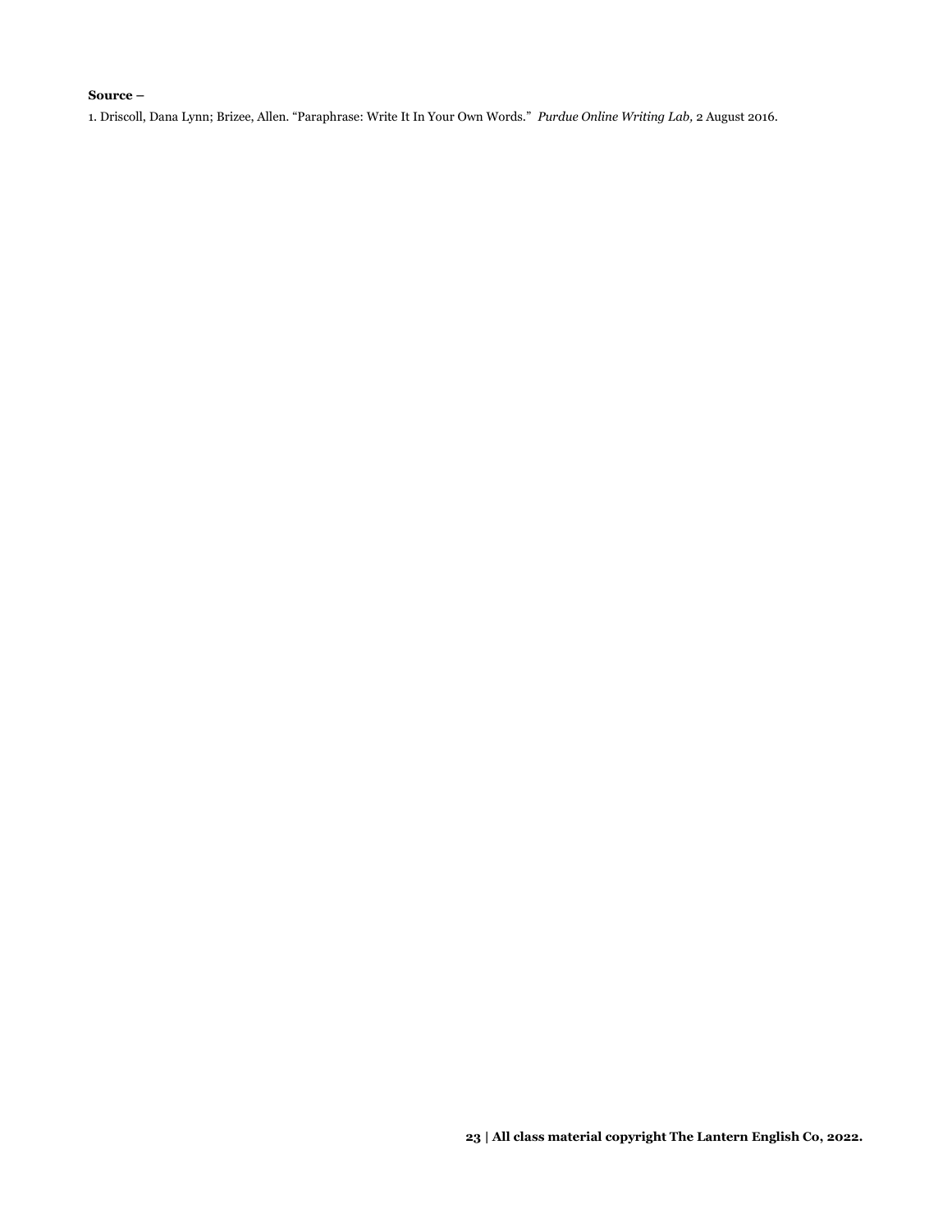**Source –**

1. Driscoll, Dana Lynn; Brizee, Allen. "Paraphrase: Write It In Your Own Words." *Purdue Online Writing Lab,* 2 August 2016.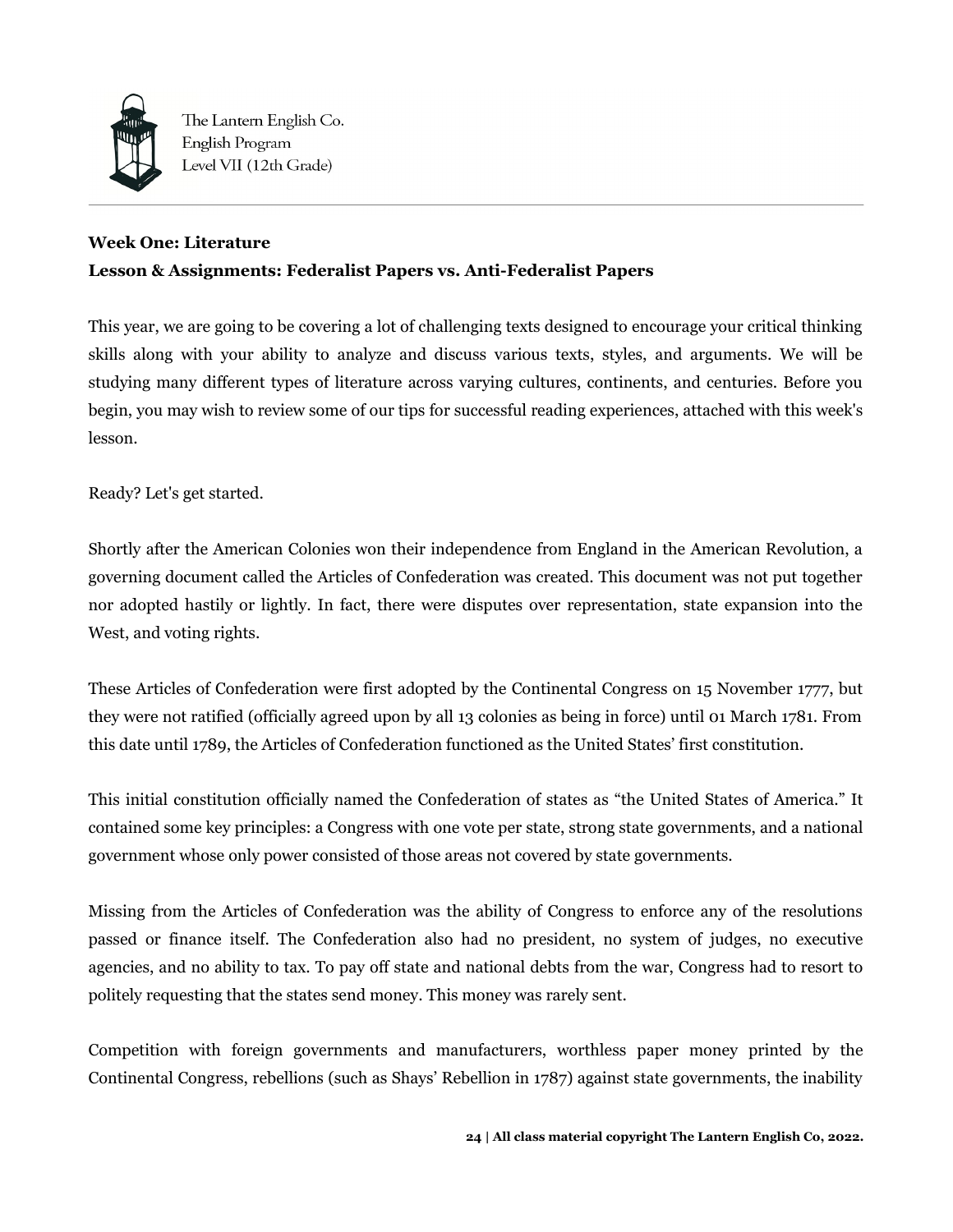**Week One: Literature**
**Lesson & Assignments: Federalist Papers vs. Anti-Federalist Papers**

This year, we are going to be covering a lot of challenging texts designed to encourage your critical thinking skills along with your ability to analyze and discuss various texts, styles, and arguments. We will be studying many different types of literature across varying cultures, continents, and centuries. Before you begin, you may wish to review some of our tips for successful reading experiences, attached with this week's lesson.

Ready? Let's get started.

Shortly after the American Colonies won their independence from England in the American Revolution, a governing document called the Articles of Confederation was created. This document was not put together nor adopted hastily or lightly. In fact, there were disputes over representation, state expansion into the West, and voting rights.

These Articles of Confederation were first adopted by the Continental Congress on 15 November 1777, but they were not ratified (officially agreed upon by all 13 colonies as being in force) until 01 March 1781. From this date until 1789, the Articles of Confederation functioned as the United States' first constitution.

This initial constitution officially named the Confederation of states as "the United States of America." It contained some key principles: a Congress with one vote per state, strong state governments, and a national government whose only power consisted of those areas not covered by state governments.

Missing from the Articles of Confederation was the ability of Congress to enforce any of the resolutions passed or finance itself. The Confederation also had no president, no system of judges, no executive agencies, and no ability to tax. To pay off state and national debts from the war, Congress had to resort to politely requesting that the states send money. This money was rarely sent.

Competition with foreign governments and manufacturers, worthless paper money printed by the Continental Congress, rebellions (such as Shays' Rebellion in 1787) against state governments, the inability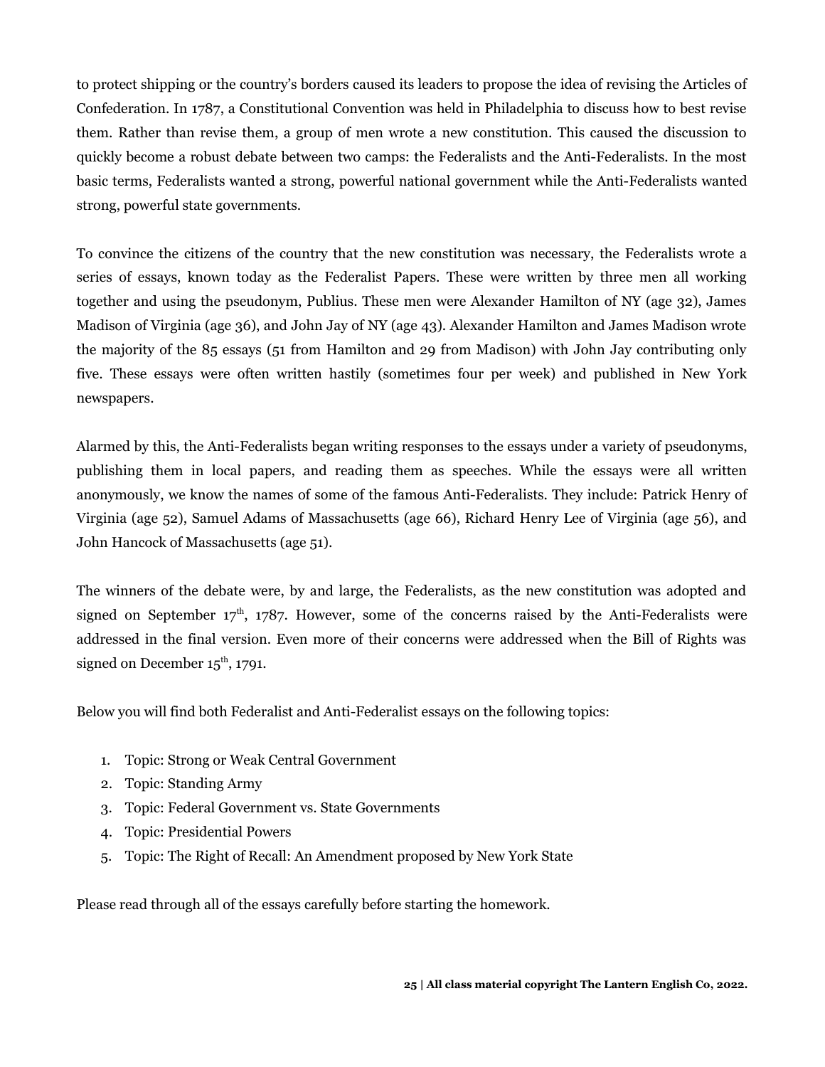to protect shipping or the country's borders caused its leaders to propose the idea of revising the Articles of Confederation. In 1787, a Constitutional Convention was held in Philadelphia to discuss how to best revise them. Rather than revise them, a group of men wrote a new constitution. This caused the discussion to quickly become a robust debate between two camps: the Federalists and the Anti-Federalists. In the most basic terms, Federalists wanted a strong, powerful national government while the Anti-Federalists wanted strong, powerful state governments.

To convince the citizens of the country that the new constitution was necessary, the Federalists wrote a series of essays, known today as the Federalist Papers. These were written by three men all working together and using the pseudonym, Publius. These men were Alexander Hamilton of NY (age 32), James Madison of Virginia (age 36), and John Jay of NY (age 43). Alexander Hamilton and James Madison wrote the majority of the 85 essays (51 from Hamilton and 29 from Madison) with John Jay contributing only five. These essays were often written hastily (sometimes four per week) and published in New York newspapers.

Alarmed by this, the Anti-Federalists began writing responses to the essays under a variety of pseudonyms, publishing them in local papers, and reading them as speeches. While the essays were all written anonymously, we know the names of some of the famous Anti-Federalists. They include: Patrick Henry of Virginia (age 52), Samuel Adams of Massachusetts (age 66), Richard Henry Lee of Virginia (age 56), and John Hancock of Massachusetts (age 51).

The winners of the debate were, by and large, the Federalists, as the new constitution was adopted and signed on September 17th, 1787. However, some of the concerns raised by the Anti-Federalists were addressed in the final version. Even more of their concerns were addressed when the Bill of Rights was signed on December 15th, 1791.

Below you will find both Federalist and Anti-Federalist essays on the following topics:

1. Topic: Strong or Weak Central Government
2. Topic: Standing Army
3. Topic: Federal Government vs. State Governments
4. Topic: Presidential Powers
5. Topic: The Right of Recall: An Amendment proposed by New York State

Please read through all of the essays carefully before starting the homework.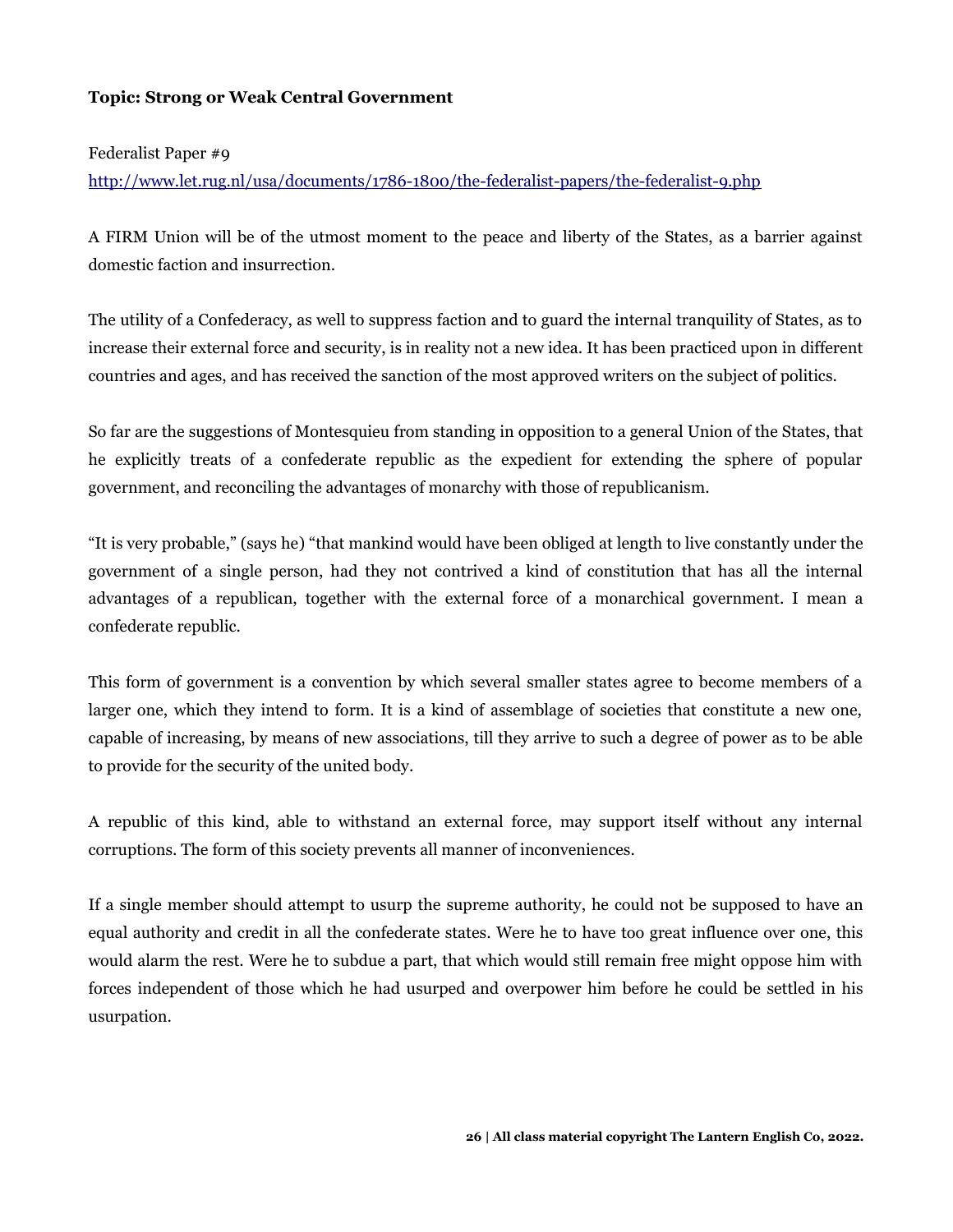**Topic: Strong or Weak Central Government**

Federalist Paper #9
http://www.let.rug.nl/usa/documents/1786-1800/the-federalist-papers/the-federalist-9.php

A FIRM Union will be of the utmost moment to the peace and liberty of the States, as a barrier against domestic faction and insurrection.

The utility of a Confederacy, as well to suppress faction and to guard the internal tranquility of States, as to increase their external force and security, is in reality not a new idea. It has been practiced upon in different countries and ages, and has received the sanction of the most approved writers on the subject of politics.

So far are the suggestions of Montesquieu from standing in opposition to a general Union of the States, that he explicitly treats of a confederate republic as the expedient for extending the sphere of popular government, and reconciling the advantages of monarchy with those of republicanism.

"It is very probable," (says he) "that mankind would have been obliged at length to live constantly under the government of a single person, had they not contrived a kind of constitution that has all the internal advantages of a republican, together with the external force of a monarchical government. I mean a confederate republic.

This form of government is a convention by which several smaller states agree to become members of a larger one, which they intend to form. It is a kind of assemblage of societies that constitute a new one, capable of increasing, by means of new associations, till they arrive to such a degree of power as to be able to provide for the security of the united body.

A republic of this kind, able to withstand an external force, may support itself without any internal corruptions. The form of this society prevents all manner of inconveniences.

If a single member should attempt to usurp the supreme authority, he could not be supposed to have an equal authority and credit in all the confederate states. Were he to have too great influence over one, this would alarm the rest. Were he to subdue a part, that which would still remain free might oppose him with forces independent of those which he had usurped and overpower him before he could be settled in his usurpation.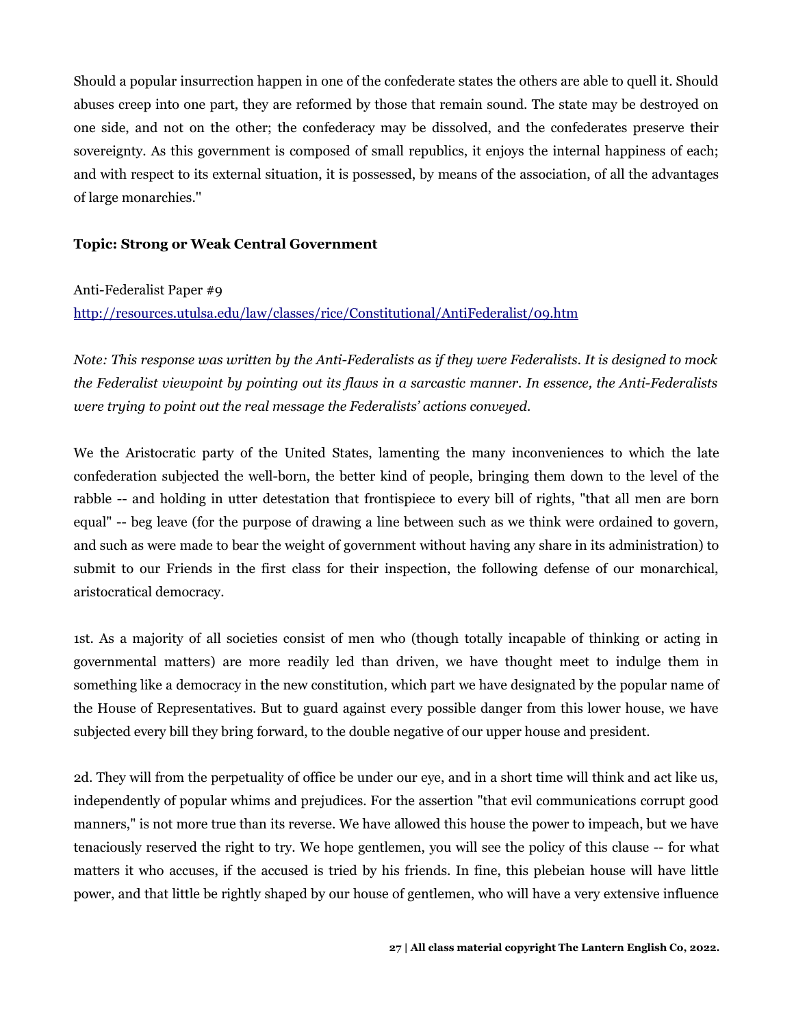Should a popular insurrection happen in one of the confederate states the others are able to quell it. Should abuses creep into one part, they are reformed by those that remain sound. The state may be destroyed on one side, and not on the other; the confederacy may be dissolved, and the confederates preserve their sovereignty. As this government is composed of small republics, it enjoys the internal happiness of each; and with respect to its external situation, it is possessed, by means of the association, of all the advantages of large monarchies."

**Topic: Strong or Weak Central Government**

Anti-Federalist Paper #9
[http://resources.utulsa.edu/law/classes/rice/Constitutional/AntiFederalist/09.htm](http://resources.utulsa.edu/law/classes/rice/Constitutional/AntiFederalist/09.htm)

*Note: This response was written by the Anti-Federalists as if they were Federalists. It is designed to mock the Federalist viewpoint by pointing out its flaws in a sarcastic manner. In essence, the Anti-Federalists were trying to point out the real message the Federalists' actions conveyed.*

We the Aristocratic party of the United States, lamenting the many inconveniences to which the late confederation subjected the well-born, the better kind of people, bringing them down to the level of the rabble -- and holding in utter detestation that frontispiece to every bill of rights, "that all men are born equal" -- beg leave (for the purpose of drawing a line between such as we think were ordained to govern, and such as were made to bear the weight of government without having any share in its administration) to submit to our Friends in the first class for their inspection, the following defense of our monarchical, aristocratical democracy.

1st. As a majority of all societies consist of men who (though totally incapable of thinking or acting in governmental matters) are more readily led than driven, we have thought meet to indulge them in something like a democracy in the new constitution, which part we have designated by the popular name of the House of Representatives. But to guard against every possible danger from this lower house, we have subjected every bill they bring forward, to the double negative of our upper house and president.

2d. They will from the perpetuality of office be under our eye, and in a short time will think and act like us, independently of popular whims and prejudices. For the assertion "that evil communications corrupt good manners," is not more true than its reverse. We have allowed this house the power to impeach, but we have tenaciously reserved the right to try. We hope gentlemen, you will see the policy of this clause -- for what matters it who accuses, if the accused is tried by his friends. In fine, this plebeian house will have little power, and that little be rightly shaped by our house of gentlemen, who will have a very extensive influence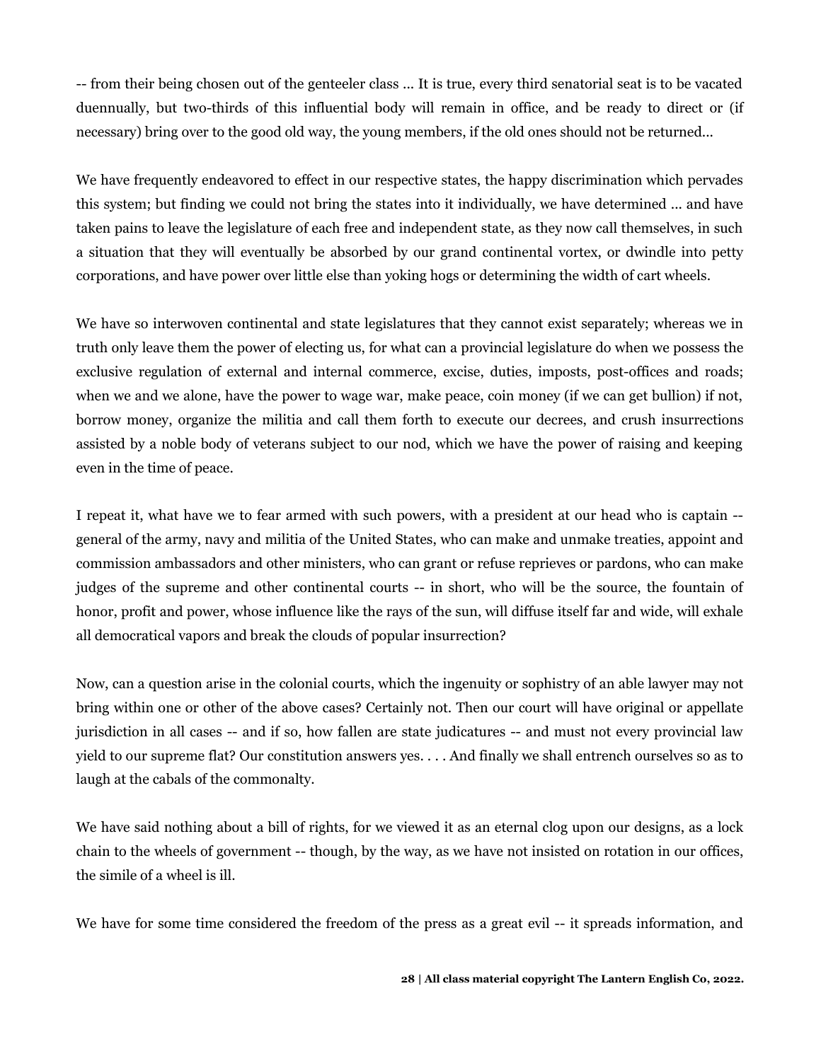-- from their being chosen out of the genteeler class ... It is true, every third senatorial seat is to be vacated duennually, but two-thirds of this influential body will remain in office, and be ready to direct or (if necessary) bring over to the good old way, the young members, if the old ones should not be returned...

We have frequently endeavored to effect in our respective states, the happy discrimination which pervades this system; but finding we could not bring the states into it individually, we have determined ... and have taken pains to leave the legislature of each free and independent state, as they now call themselves, in such a situation that they will eventually be absorbed by our grand continental vortex, or dwindle into petty corporations, and have power over little else than yoking hogs or determining the width of cart wheels.

We have so interwoven continental and state legislatures that they cannot exist separately; whereas we in truth only leave them the power of electing us, for what can a provincial legislature do when we possess the exclusive regulation of external and internal commerce, excise, duties, imposts, post-offices and roads; when we and we alone, have the power to wage war, make peace, coin money (if we can get bullion) if not, borrow money, organize the militia and call them forth to execute our decrees, and crush insurrections assisted by a noble body of veterans subject to our nod, which we have the power of raising and keeping even in the time of peace.

I repeat it, what have we to fear armed with such powers, with a president at our head who is captain -- general of the army, navy and militia of the United States, who can make and unmake treaties, appoint and commission ambassadors and other ministers, who can grant or refuse reprieves or pardons, who can make judges of the supreme and other continental courts -- in short, who will be the source, the fountain of honor, profit and power, whose influence like the rays of the sun, will diffuse itself far and wide, will exhale all democratical vapors and break the clouds of popular insurrection?

Now, can a question arise in the colonial courts, which the ingenuity or sophistry of an able lawyer may not bring within one or other of the above cases? Certainly not. Then our court will have original or appellate jurisdiction in all cases -- and if so, how fallen are state judicatures -- and must not every provincial law yield to our supreme flat? Our constitution answers yes. . . . And finally we shall entrench ourselves so as to laugh at the cabals of the commonalty.

We have said nothing about a bill of rights, for we viewed it as an eternal clog upon our designs, as a lock chain to the wheels of government -- though, by the way, as we have not insisted on rotation in our offices, the simile of a wheel is ill.

We have for some time considered the freedom of the press as a great evil -- it spreads information, and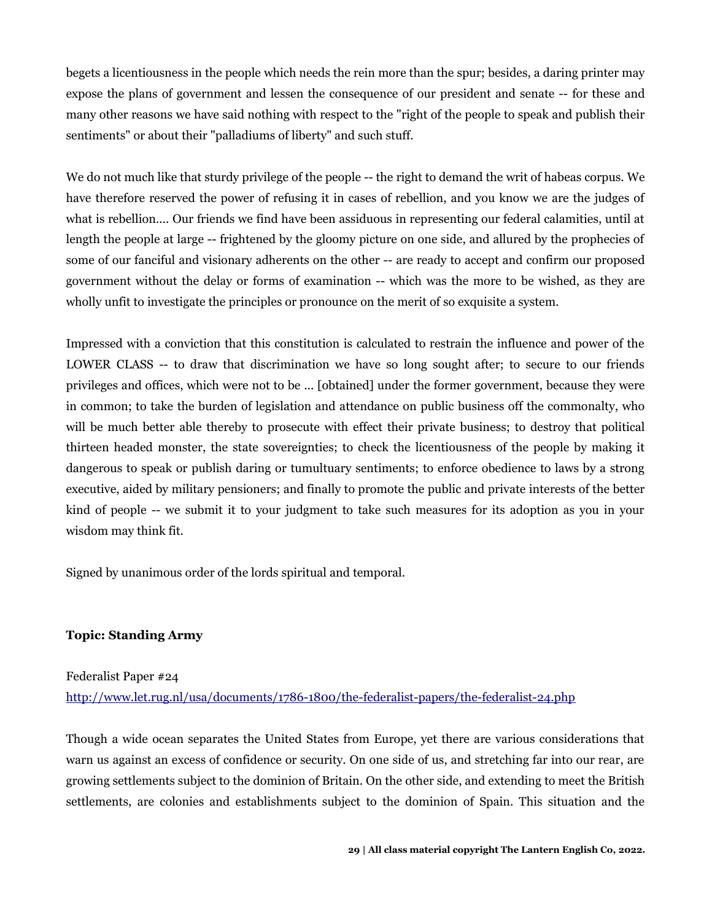begets a licentiousness in the people which needs the rein more than the spur; besides, a daring printer may expose the plans of government and lessen the consequence of our president and senate -- for these and many other reasons we have said nothing with respect to the "right of the people to speak and publish their sentiments" or about their "palladiums of liberty" and such stuff.

We do not much like that sturdy privilege of the people -- the right to demand the writ of habeas corpus. We have therefore reserved the power of refusing it in cases of rebellion, and you know we are the judges of what is rebellion.... Our friends we find have been assiduous in representing our federal calamities, until at length the people at large -- frightened by the gloomy picture on one side, and allured by the prophecies of some of our fanciful and visionary adherents on the other -- are ready to accept and confirm our proposed government without the delay or forms of examination -- which was the more to be wished, as they are wholly unfit to investigate the principles or pronounce on the merit of so exquisite a system.

Impressed with a conviction that this constitution is calculated to restrain the influence and power of the LOWER CLASS -- to draw that discrimination we have so long sought after; to secure to our friends privileges and offices, which were not to be ... [obtained] under the former government, because they were in common; to take the burden of legislation and attendance on public business off the commonalty, who will be much better able thereby to prosecute with effect their private business; to destroy that political thirteen headed monster, the state sovereignties; to check the licentiousness of the people by making it dangerous to speak or publish daring or tumultuary sentiments; to enforce obedience to laws by a strong executive, aided by military pensioners; and finally to promote the public and private interests of the better kind of people -- we submit it to your judgment to take such measures for its adoption as you in your wisdom may think fit.

Signed by unanimous order of the lords spiritual and temporal.

**Topic: Standing Army**

Federalist Paper #24
[http://www.let.rug.nl/usa/documents/1786-1800/the-federalist-papers/the-federalist-24.php](http://www.let.rug.nl/usa/documents/1786-1800/the-federalist-papers/the-federalist-24.php)

Though a wide ocean separates the United States from Europe, yet there are various considerations that warn us against an excess of confidence or security. On one side of us, and stretching far into our rear, are growing settlements subject to the dominion of Britain. On the other side, and extending to meet the British settlements, are colonies and establishments subject to the dominion of Spain. This situation and the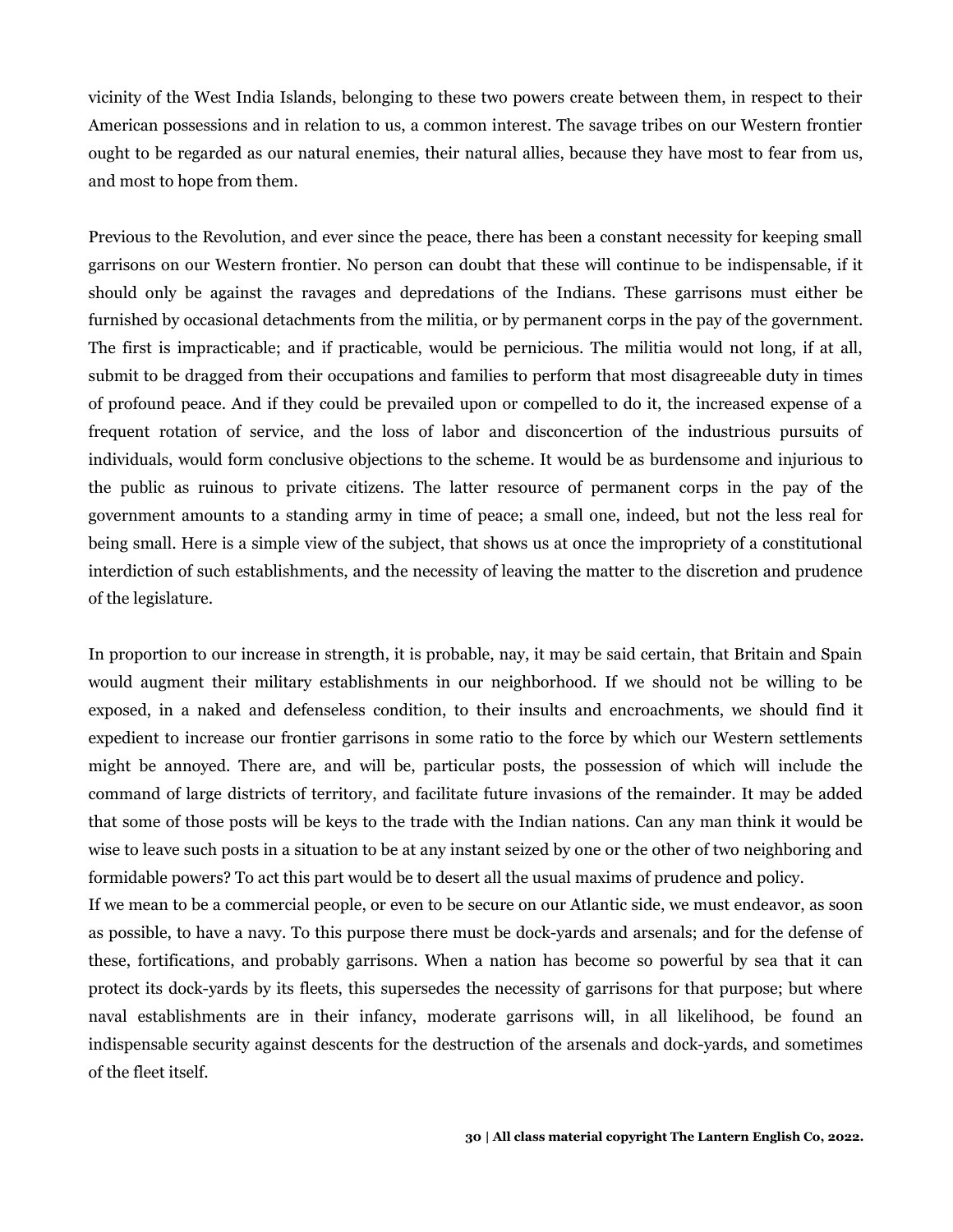vicinity of the West India Islands, belonging to these two powers create between them, in respect to their American possessions and in relation to us, a common interest. The savage tribes on our Western frontier ought to be regarded as our natural enemies, their natural allies, because they have most to fear from us, and most to hope from them.

Previous to the Revolution, and ever since the peace, there has been a constant necessity for keeping small garrisons on our Western frontier. No person can doubt that these will continue to be indispensable, if it should only be against the ravages and depredations of the Indians. These garrisons must either be furnished by occasional detachments from the militia, or by permanent corps in the pay of the government. The first is impracticable; and if practicable, would be pernicious. The militia would not long, if at all, submit to be dragged from their occupations and families to perform that most disagreeable duty in times of profound peace. And if they could be prevailed upon or compelled to do it, the increased expense of a frequent rotation of service, and the loss of labor and disconcertion of the industrious pursuits of individuals, would form conclusive objections to the scheme. It would be as burdensome and injurious to the public as ruinous to private citizens. The latter resource of permanent corps in the pay of the government amounts to a standing army in time of peace; a small one, indeed, but not the less real for being small. Here is a simple view of the subject, that shows us at once the impropriety of a constitutional interdiction of such establishments, and the necessity of leaving the matter to the discretion and prudence of the legislature.

In proportion to our increase in strength, it is probable, nay, it may be said certain, that Britain and Spain would augment their military establishments in our neighborhood. If we should not be willing to be exposed, in a naked and defenseless condition, to their insults and encroachments, we should find it expedient to increase our frontier garrisons in some ratio to the force by which our Western settlements might be annoyed. There are, and will be, particular posts, the possession of which will include the command of large districts of territory, and facilitate future invasions of the remainder. It may be added that some of those posts will be keys to the trade with the Indian nations. Can any man think it would be wise to leave such posts in a situation to be at any instant seized by one or the other of two neighboring and formidable powers? To act this part would be to desert all the usual maxims of prudence and policy.

If we mean to be a commercial people, or even to be secure on our Atlantic side, we must endeavor, as soon as possible, to have a navy. To this purpose there must be dock-yards and arsenals; and for the defense of these, fortifications, and probably garrisons. When a nation has become so powerful by sea that it can protect its dock-yards by its fleets, this supersedes the necessity of garrisons for that purpose; but where naval establishments are in their infancy, moderate garrisons will, in all likelihood, be found an indispensable security against descents for the destruction of the arsenals and dock-yards, and sometimes of the fleet itself.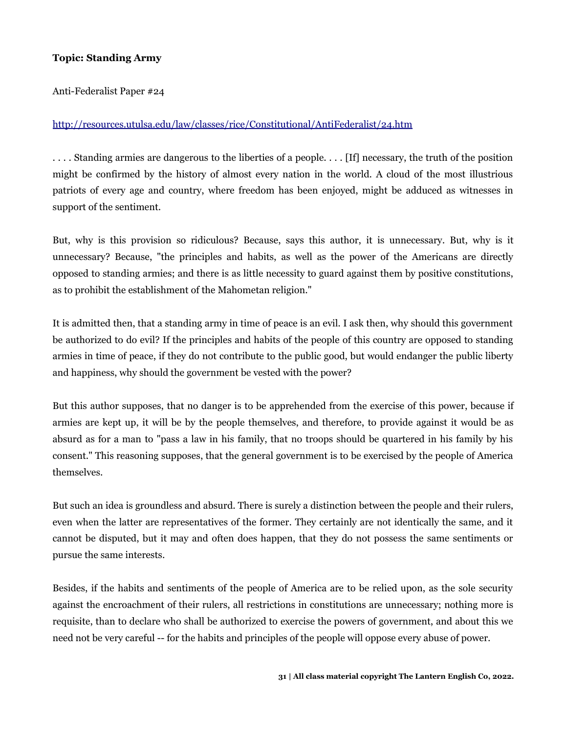**Topic: Standing Army**

Anti-Federalist Paper #24

http://resources.utulsa.edu/law/classes/rice/Constitutional/AntiFederalist/24.htm

. . . . Standing armies are dangerous to the liberties of a people. . . . [If] necessary, the truth of the position might be confirmed by the history of almost every nation in the world. A cloud of the most illustrious patriots of every age and country, where freedom has been enjoyed, might be adduced as witnesses in support of the sentiment.

But, why is this provision so ridiculous? Because, says this author, it is unnecessary. But, why is it unnecessary? Because, "the principles and habits, as well as the power of the Americans are directly opposed to standing armies; and there is as little necessity to guard against them by positive constitutions, as to prohibit the establishment of the Mahometan religion."

It is admitted then, that a standing army in time of peace is an evil. I ask then, why should this government be authorized to do evil? If the principles and habits of the people of this country are opposed to standing armies in time of peace, if they do not contribute to the public good, but would endanger the public liberty and happiness, why should the government be vested with the power?

But this author supposes, that no danger is to be apprehended from the exercise of this power, because if armies are kept up, it will be by the people themselves, and therefore, to provide against it would be as absurd as for a man to "pass a law in his family, that no troops should be quartered in his family by his consent." This reasoning supposes, that the general government is to be exercised by the people of America themselves.

But such an idea is groundless and absurd. There is surely a distinction between the people and their rulers, even when the latter are representatives of the former. They certainly are not identically the same, and it cannot be disputed, but it may and often does happen, that they do not possess the same sentiments or pursue the same interests.

Besides, if the habits and sentiments of the people of America are to be relied upon, as the sole security against the encroachment of their rulers, all restrictions in constitutions are unnecessary; nothing more is requisite, than to declare who shall be authorized to exercise the powers of government, and about this we need not be very careful -- for the habits and principles of the people will oppose every abuse of power.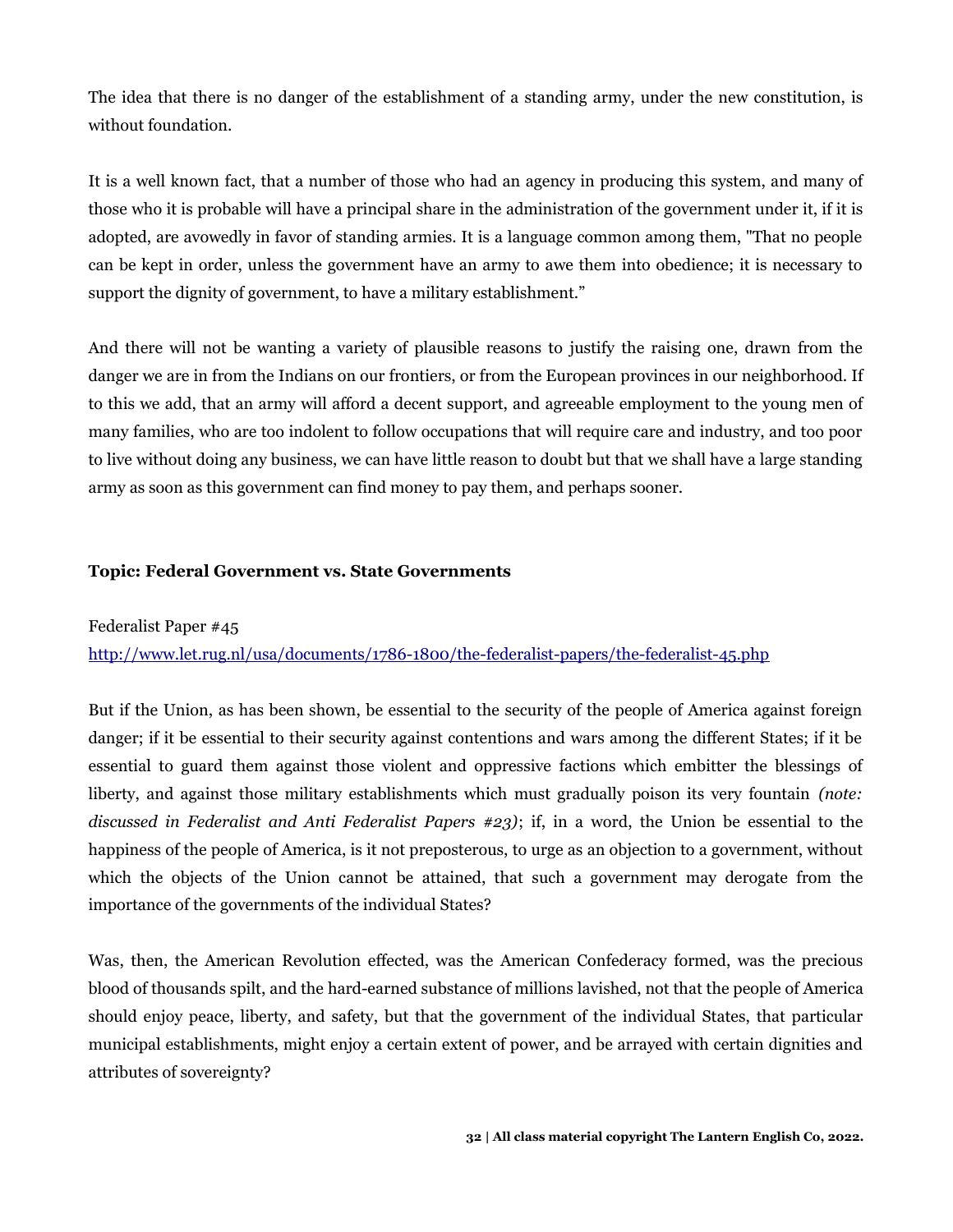The idea that there is no danger of the establishment of a standing army, under the new constitution, is without foundation.

It is a well known fact, that a number of those who had an agency in producing this system, and many of those who it is probable will have a principal share in the administration of the government under it, if it is adopted, are avowedly in favor of standing armies. It is a language common among them, "That no people can be kept in order, unless the government have an army to awe them into obedience; it is necessary to support the dignity of government, to have a military establishment."

And there will not be wanting a variety of plausible reasons to justify the raising one, drawn from the danger we are in from the Indians on our frontiers, or from the European provinces in our neighborhood. If to this we add, that an army will afford a decent support, and agreeable employment to the young men of many families, who are too indolent to follow occupations that will require care and industry, and too poor to live without doing any business, we can have little reason to doubt but that we shall have a large standing army as soon as this government can find money to pay them, and perhaps sooner.

**Topic: Federal Government vs. State Governments**

Federalist Paper #45
[http://www.let.rug.nl/usa/documents/1786-1800/the-federalist-papers/the-federalist-45.php](http://www.let.rug.nl/usa/documents/1786-1800/the-federalist-papers/the-federalist-45.php)

But if the Union, as has been shown, be essential to the security of the people of America against foreign danger; if it be essential to their security against contentions and wars among the different States; if it be essential to guard them against those violent and oppressive factions which embitter the blessings of liberty, and against those military establishments which must gradually poison its very fountain *(note: discussed in Federalist and Anti Federalist Papers #23)*; if, in a word, the Union be essential to the happiness of the people of America, is it not preposterous, to urge as an objection to a government, without which the objects of the Union cannot be attained, that such a government may derogate from the importance of the governments of the individual States?

Was, then, the American Revolution effected, was the American Confederacy formed, was the precious blood of thousands spilt, and the hard-earned substance of millions lavished, not that the people of America should enjoy peace, liberty, and safety, but that the government of the individual States, that particular municipal establishments, might enjoy a certain extent of power, and be arrayed with certain dignities and attributes of sovereignty?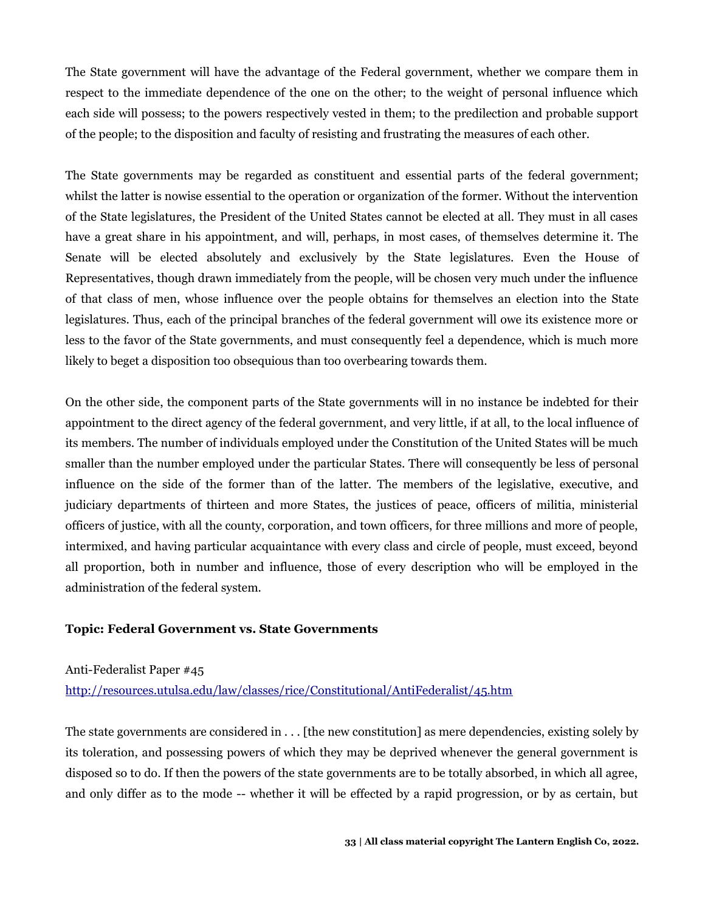The State government will have the advantage of the Federal government, whether we compare them in respect to the immediate dependence of the one on the other; to the weight of personal influence which each side will possess; to the powers respectively vested in them; to the predilection and probable support of the people; to the disposition and faculty of resisting and frustrating the measures of each other.

The State governments may be regarded as constituent and essential parts of the federal government; whilst the latter is nowise essential to the operation or organization of the former. Without the intervention of the State legislatures, the President of the United States cannot be elected at all. They must in all cases have a great share in his appointment, and will, perhaps, in most cases, of themselves determine it. The Senate will be elected absolutely and exclusively by the State legislatures. Even the House of Representatives, though drawn immediately from the people, will be chosen very much under the influence of that class of men, whose influence over the people obtains for themselves an election into the State legislatures. Thus, each of the principal branches of the federal government will owe its existence more or less to the favor of the State governments, and must consequently feel a dependence, which is much more likely to beget a disposition too obsequious than too overbearing towards them.

On the other side, the component parts of the State governments will in no instance be indebted for their appointment to the direct agency of the federal government, and very little, if at all, to the local influence of its members. The number of individuals employed under the Constitution of the United States will be much smaller than the number employed under the particular States. There will consequently be less of personal influence on the side of the former than of the latter. The members of the legislative, executive, and judiciary departments of thirteen and more States, the justices of peace, officers of militia, ministerial officers of justice, with all the county, corporation, and town officers, for three millions and more of people, intermixed, and having particular acquaintance with every class and circle of people, must exceed, beyond all proportion, both in number and influence, those of every description who will be employed in the administration of the federal system.

**Topic: Federal Government vs. State Governments**

Anti-Federalist Paper #45
http://resources.utulsa.edu/law/classes/rice/Constitutional/AntiFederalist/45.htm

The state governments are considered in . . . [the new constitution] as mere dependencies, existing solely by its toleration, and possessing powers of which they may be deprived whenever the general government is disposed so to do. If then the powers of the state governments are to be totally absorbed, in which all agree, and only differ as to the mode -- whether it will be effected by a rapid progression, or by as certain, but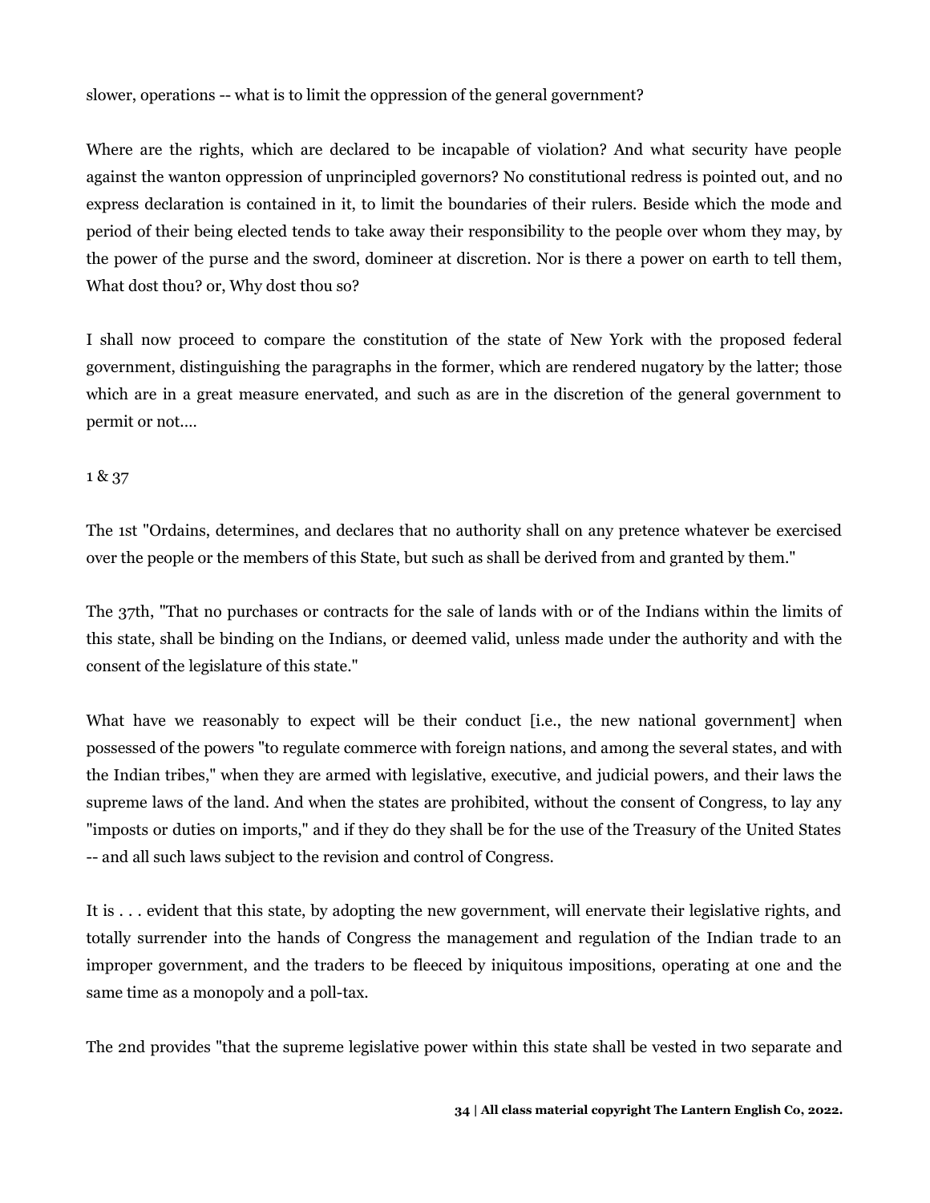slower, operations -- what is to limit the oppression of the general government?

Where are the rights, which are declared to be incapable of violation? And what security have people against the wanton oppression of unprincipled governors? No constitutional redress is pointed out, and no express declaration is contained in it, to limit the boundaries of their rulers. Beside which the mode and period of their being elected tends to take away their responsibility to the people over whom they may, by the power of the purse and the sword, domineer at discretion. Nor is there a power on earth to tell them, What dost thou? or, Why dost thou so?

I shall now proceed to compare the constitution of the state of New York with the proposed federal government, distinguishing the paragraphs in the former, which are rendered nugatory by the latter; those which are in a great measure enervated, and such as are in the discretion of the general government to permit or not....

1 & 37

The 1st "Ordains, determines, and declares that no authority shall on any pretence whatever be exercised over the people or the members of this State, but such as shall be derived from and granted by them."

The 37th, "That no purchases or contracts for the sale of lands with or of the Indians within the limits of this state, shall be binding on the Indians, or deemed valid, unless made under the authority and with the consent of the legislature of this state."

What have we reasonably to expect will be their conduct [i.e., the new national government] when possessed of the powers "to regulate commerce with foreign nations, and among the several states, and with the Indian tribes," when they are armed with legislative, executive, and judicial powers, and their laws the supreme laws of the land. And when the states are prohibited, without the consent of Congress, to lay any "imposts or duties on imports," and if they do they shall be for the use of the Treasury of the United States -- and all such laws subject to the revision and control of Congress.

It is . . . evident that this state, by adopting the new government, will enervate their legislative rights, and totally surrender into the hands of Congress the management and regulation of the Indian trade to an improper government, and the traders to be fleeced by iniquitous impositions, operating at one and the same time as a monopoly and a poll-tax.

The 2nd provides "that the supreme legislative power within this state shall be vested in two separate and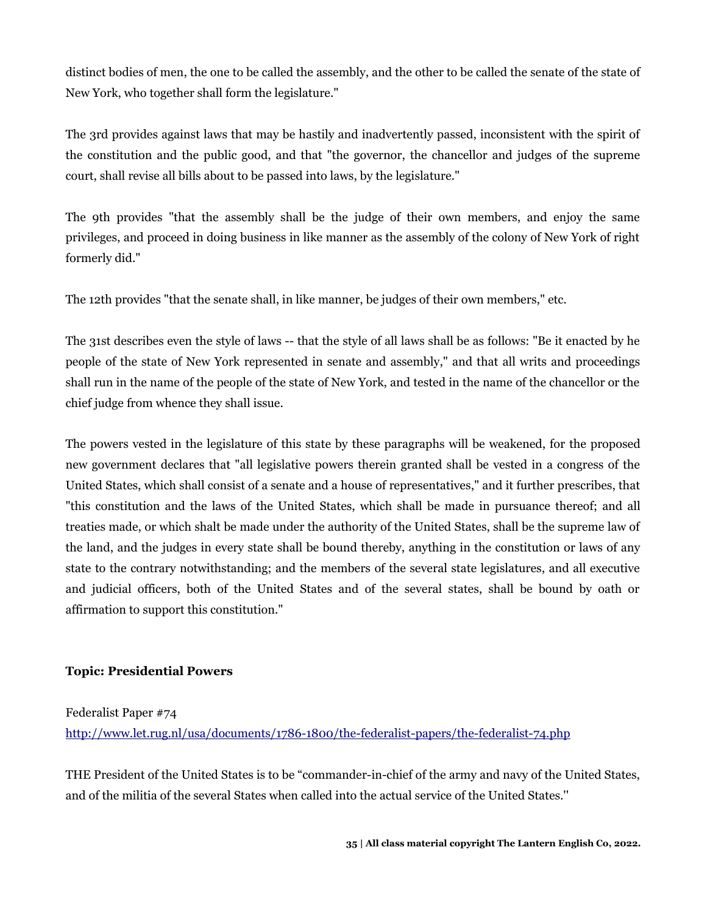distinct bodies of men, the one to be called the assembly, and the other to be called the senate of the state of New York, who together shall form the legislature."

The 3rd provides against laws that may be hastily and inadvertently passed, inconsistent with the spirit of the constitution and the public good, and that "the governor, the chancellor and judges of the supreme court, shall revise all bills about to be passed into laws, by the legislature."

The 9th provides "that the assembly shall be the judge of their own members, and enjoy the same privileges, and proceed in doing business in like manner as the assembly of the colony of New York of right formerly did."

The 12th provides "that the senate shall, in like manner, be judges of their own members," etc.

The 31st describes even the style of laws -- that the style of all laws shall be as follows: "Be it enacted by he people of the state of New York represented in senate and assembly," and that all writs and proceedings shall run in the name of the people of the state of New York, and tested in the name of the chancellor or the chief judge from whence they shall issue.

The powers vested in the legislature of this state by these paragraphs will be weakened, for the proposed new government declares that "all legislative powers therein granted shall be vested in a congress of the United States, which shall consist of a senate and a house of representatives," and it further prescribes, that "this constitution and the laws of the United States, which shall be made in pursuance thereof; and all treaties made, or which shalt be made under the authority of the United States, shall be the supreme law of the land, and the judges in every state shall be bound thereby, anything in the constitution or laws of any state to the contrary notwithstanding; and the members of the several state legislatures, and all executive and judicial officers, both of the United States and of the several states, shall be bound by oath or affirmation to support this constitution."

**Topic: Presidential Powers**

Federalist Paper #74
http://www.let.rug.nl/usa/documents/1786-1800/the-federalist-papers/the-federalist-74.php

THE President of the United States is to be "commander-in-chief of the army and navy of the United States, and of the militia of the several States when called into the actual service of the United States."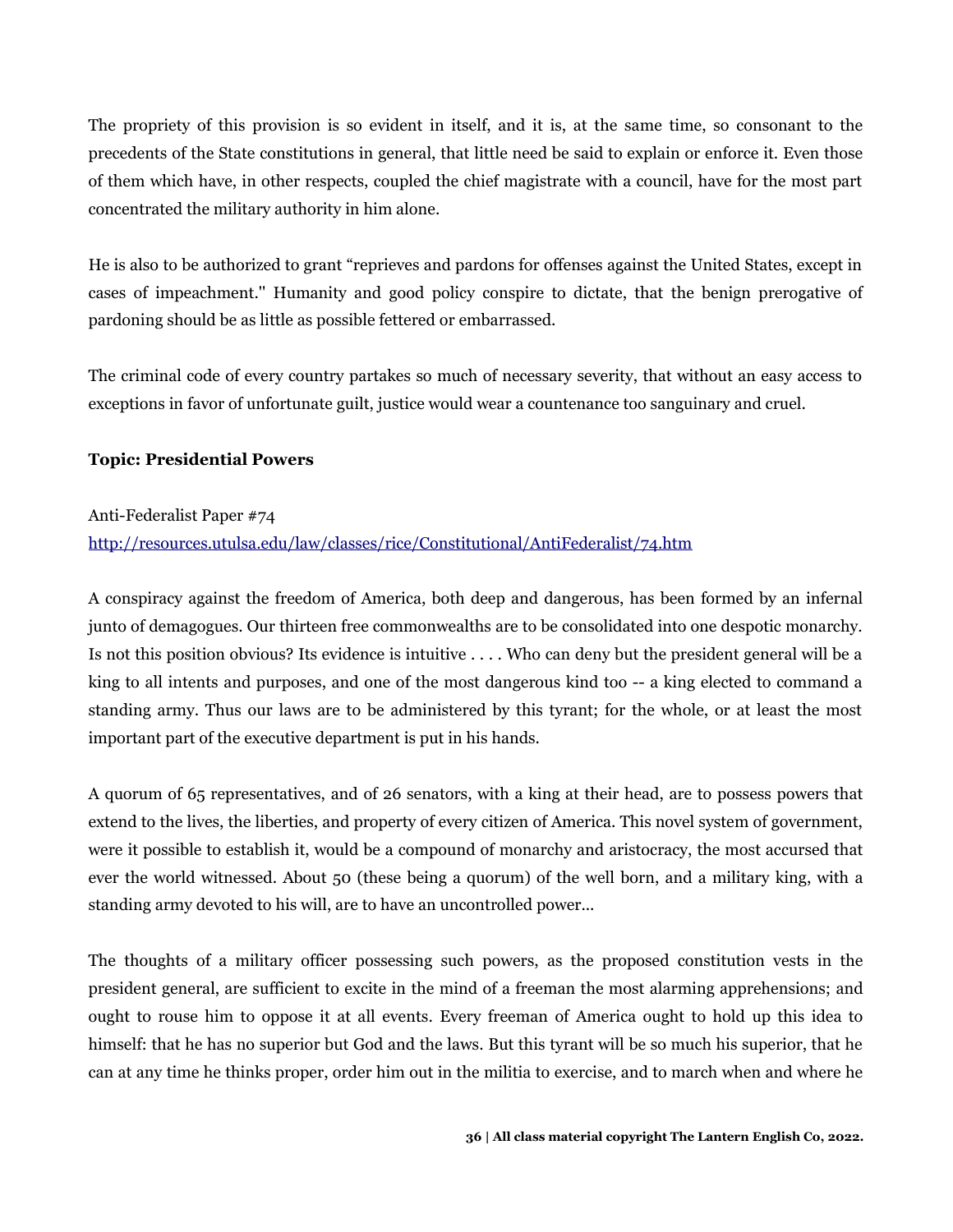The propriety of this provision is so evident in itself, and it is, at the same time, so consonant to the precedents of the State constitutions in general, that little need be said to explain or enforce it. Even those of them which have, in other respects, coupled the chief magistrate with a council, have for the most part concentrated the military authority in him alone.

He is also to be authorized to grant "reprieves and pardons for offenses against the United States, except in cases of impeachment." Humanity and good policy conspire to dictate, that the benign prerogative of pardoning should be as little as possible fettered or embarrassed.

The criminal code of every country partakes so much of necessary severity, that without an easy access to exceptions in favor of unfortunate guilt, justice would wear a countenance too sanguinary and cruel.

**Topic: Presidential Powers**

Anti-Federalist Paper #74
http://resources.utulsa.edu/law/classes/rice/Constitutional/AntiFederalist/74.htm

A conspiracy against the freedom of America, both deep and dangerous, has been formed by an infernal junto of demagogues. Our thirteen free commonwealths are to be consolidated into one despotic monarchy. Is not this position obvious? Its evidence is intuitive . . . . Who can deny but the president general will be a king to all intents and purposes, and one of the most dangerous kind too -- a king elected to command a standing army. Thus our laws are to be administered by this tyrant; for the whole, or at least the most important part of the executive department is put in his hands.

A quorum of 65 representatives, and of 26 senators, with a king at their head, are to possess powers that extend to the lives, the liberties, and property of every citizen of America. This novel system of government, were it possible to establish it, would be a compound of monarchy and aristocracy, the most accursed that ever the world witnessed. About 50 (these being a quorum) of the well born, and a military king, with a standing army devoted to his will, are to have an uncontrolled power...

The thoughts of a military officer possessing such powers, as the proposed constitution vests in the president general, are sufficient to excite in the mind of a freeman the most alarming apprehensions; and ought to rouse him to oppose it at all events. Every freeman of America ought to hold up this idea to himself: that he has no superior but God and the laws. But this tyrant will be so much his superior, that he can at any time he thinks proper, order him out in the militia to exercise, and to march when and where he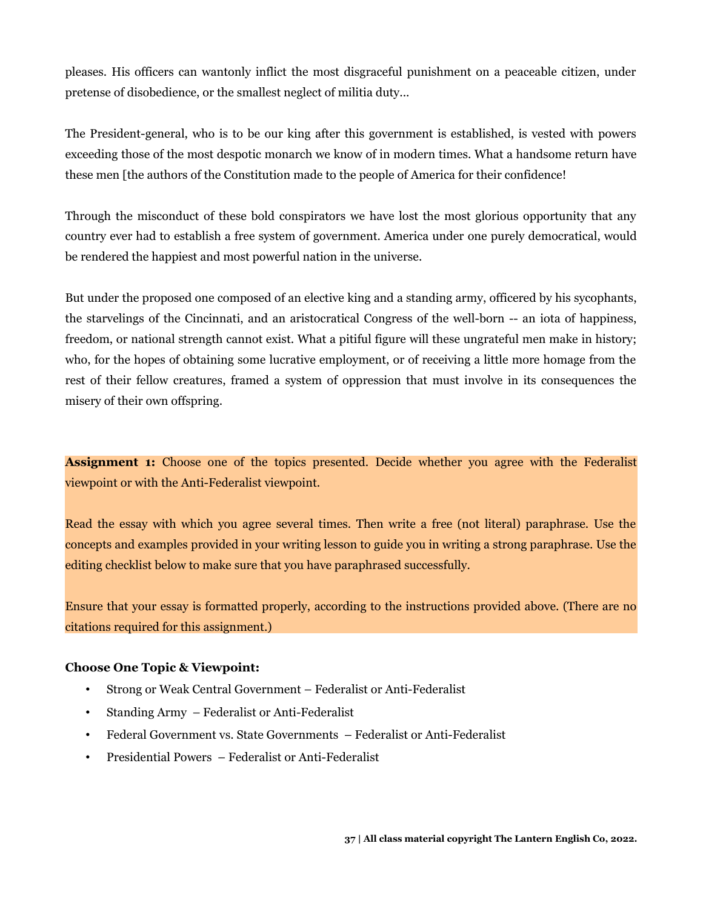pleases. His officers can wantonly inflict the most disgraceful punishment on a peaceable citizen, under pretense of disobedience, or the smallest neglect of militia duty...

The President-general, who is to be our king after this government is established, is vested with powers exceeding those of the most despotic monarch we know of in modern times. What a handsome return have these men [the authors of the Constitution made to the people of America for their confidence!

Through the misconduct of these bold conspirators we have lost the most glorious opportunity that any country ever had to establish a free system of government. America under one purely democratical, would be rendered the happiest and most powerful nation in the universe.

But under the proposed one composed of an elective king and a standing army, officered by his sycophants, the starvelings of the Cincinnati, and an aristocratical Congress of the well-born -- an iota of happiness, freedom, or national strength cannot exist. What a pitiful figure will these ungrateful men make in history; who, for the hopes of obtaining some lucrative employment, or of receiving a little more homage from the rest of their fellow creatures, framed a system of oppression that must involve in its consequences the misery of their own offspring.

**Assignment 1:** Choose one of the topics presented. Decide whether you agree with the Federalist viewpoint or with the Anti-Federalist viewpoint.

Read the essay with which you agree several times. Then write a free (not literal) paraphrase. Use the concepts and examples provided in your writing lesson to guide you in writing a strong paraphrase. Use the editing checklist below to make sure that you have paraphrased successfully.

Ensure that your essay is formatted properly, according to the instructions provided above. (There are no citations required for this assignment.)

**Choose One Topic & Viewpoint:**

- Strong or Weak Central Government – Federalist or Anti-Federalist
- Standing Army – Federalist or Anti-Federalist
- Federal Government vs. State Governments – Federalist or Anti-Federalist
- Presidential Powers – Federalist or Anti-Federalist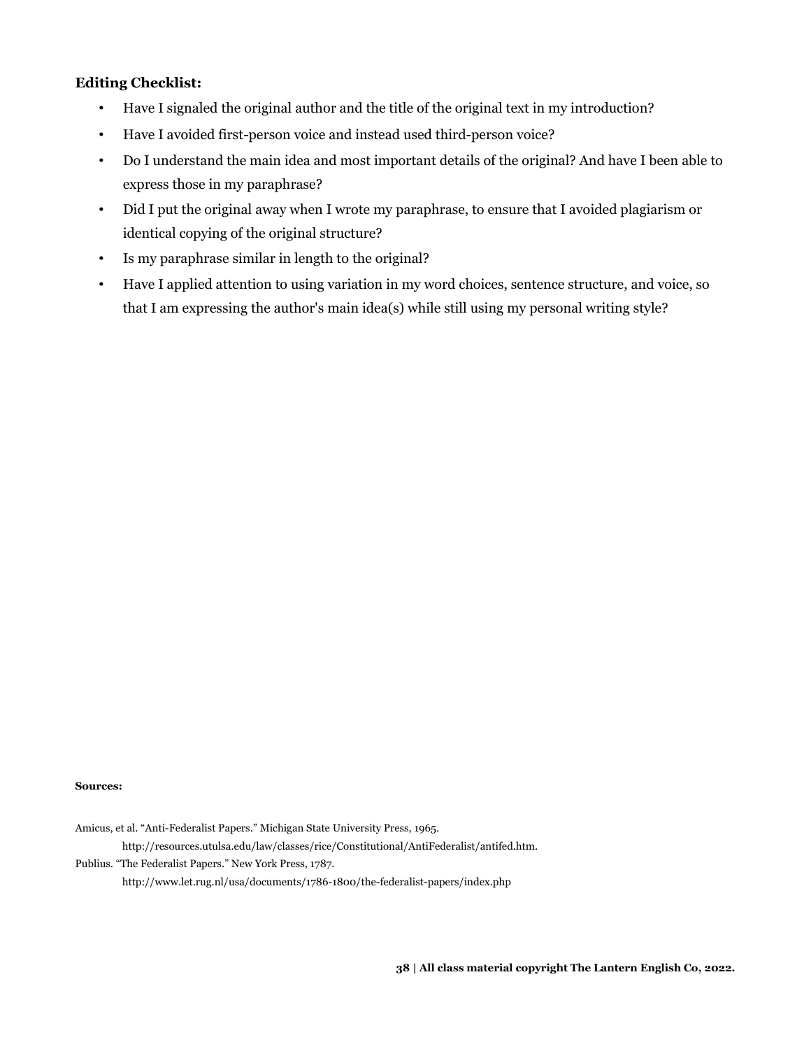**Editing Checklist:**

- Have I signaled the original author and the title of the original text in my introduction?
- Have I avoided first-person voice and instead used third-person voice?
- Do I understand the main idea and most important details of the original? And have I been able to express those in my paraphrase?
- Did I put the original away when I wrote my paraphrase, to ensure that I avoided plagiarism or identical copying of the original structure?
- Is my paraphrase similar in length to the original?
- Have I applied attention to using variation in my word choices, sentence structure, and voice, so that I am expressing the author's main idea(s) while still using my personal writing style?

**Sources:**

Amicus, et al. "Anti-Federalist Papers." Michigan State University Press, 1965.
http://resources.utulsa.edu/law/classes/rice/Constitutional/AntiFederalist/antifed.htm.

Publius. "The Federalist Papers." New York Press, 1787.
http://www.let.rug.nl/usa/documents/1786-1800/the-federalist-papers/index.php